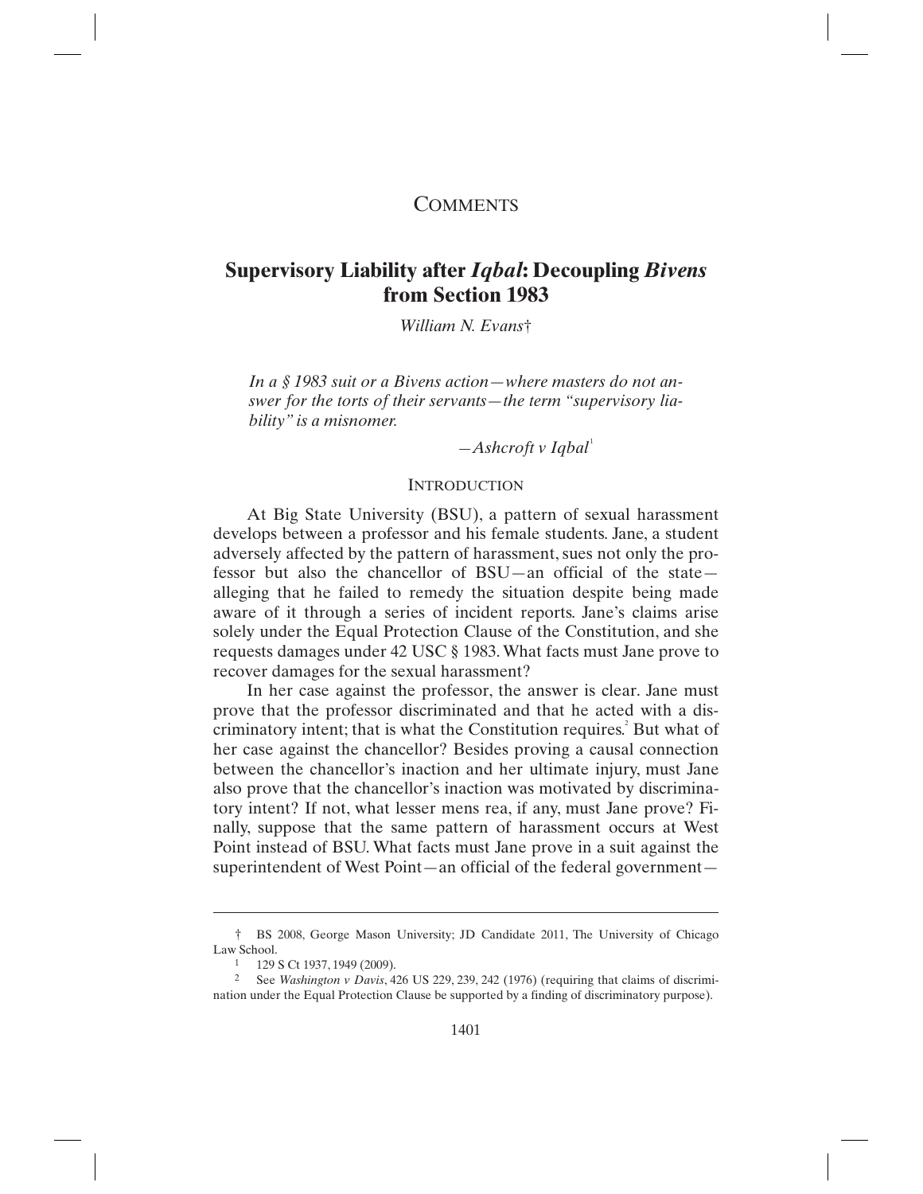# COMMENTS

## Supervisory Liability after *Iqbal*: Decoupling *Bivens* from Section 1983

*William N. Evans*†

*In a § 1983 suit or a Bivens action—where masters do not answer for the torts of their servants—the term "supervisory liability" is a misnomer.*

—*Ashcroft v Iqbal*[1]

### INTRODUCTION

At Big State University (BSU), a pattern of sexual harassment develops between a professor and his female students. Jane, a student adversely affected by the pattern of harassment, sues not only the professor but also the chancellor of BSU—an official of the state—alleging that he failed to remedy the situation despite being made aware of it through a series of incident reports. Jane's claims arise solely under the Equal Protection Clause of the Constitution, and she requests damages under 42 USC § 1983. What facts must Jane prove to recover damages for the sexual harassment?

In her case against the professor, the answer is clear. Jane must prove that the professor discriminated and that he acted with a discriminatory intent; that is what the Constitution requires.[2] But what of her case against the chancellor? Besides proving a causal connection between the chancellor's inaction and her ultimate injury, must Jane also prove that the chancellor's inaction was motivated by discriminatory intent? If not, what lesser mens rea, if any, must Jane prove? Finally, suppose that the same pattern of harassment occurs at West Point instead of BSU. What facts must Jane prove in a suit against the superintendent of West Point—an official of the federal government—

---

† BS 2008, George Mason University; JD Candidate 2011, The University of Chicago Law School.

1 129 S Ct 1937, 1949 (2009).

2 See *Washington v Davis*, 426 US 229, 239, 242 (1976) (requiring that claims of discrimination under the Equal Protection Clause be supported by a finding of discriminatory purpose).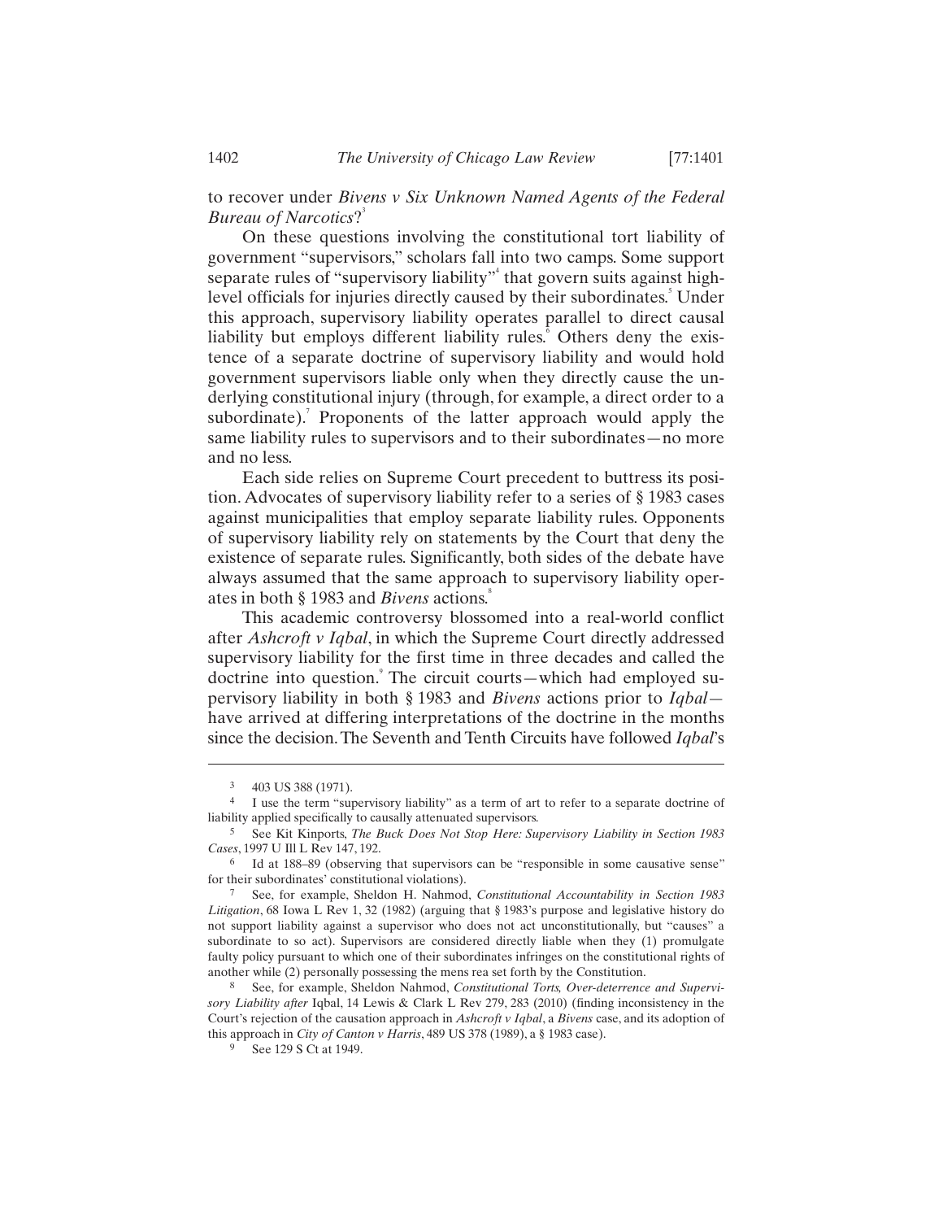to recover under *Bivens v Six Unknown Named Agents of the Federal Bureau of Narcotics*?[3]

On these questions involving the constitutional tort liability of government "supervisors," scholars fall into two camps. Some support separate rules of "supervisory liability"[4] that govern suits against high-level officials for injuries directly caused by their subordinates.[5] Under this approach, supervisory liability operates parallel to direct causal liability but employs different liability rules.[6] Others deny the existence of a separate doctrine of supervisory liability and would hold government supervisors liable only when they directly cause the underlying constitutional injury (through, for example, a direct order to a subordinate).[7] Proponents of the latter approach would apply the same liability rules to supervisors and to their subordinates—no more and no less.

Each side relies on Supreme Court precedent to buttress its position. Advocates of supervisory liability refer to a series of § 1983 cases against municipalities that employ separate liability rules. Opponents of supervisory liability rely on statements by the Court that deny the existence of separate rules. Significantly, both sides of the debate have always assumed that the same approach to supervisory liability operates in both § 1983 and *Bivens* actions.[8]

This academic controversy blossomed into a real-world conflict after *Ashcroft v Iqbal*, in which the Supreme Court directly addressed supervisory liability for the first time in three decades and called the doctrine into question.[9] The circuit courts—which had employed supervisory liability in both § 1983 and *Bivens* actions prior to *Iqbal*—have arrived at differing interpretations of the doctrine in the months since the decision. The Seventh and Tenth Circuits have followed *Iqbal*'s

---

3 403 US 388 (1971).

4 I use the term "supervisory liability" as a term of art to refer to a separate doctrine of liability applied specifically to causally attenuated supervisors.

5 See Kit Kinports, *The Buck Does Not Stop Here: Supervisory Liability in Section 1983 Cases*, 1997 U Ill L Rev 147, 192.

6 Id at 188–89 (observing that supervisors can be "responsible in some causative sense" for their subordinates' constitutional violations).

7 See, for example, Sheldon H. Nahmod, *Constitutional Accountability in Section 1983 Litigation*, 68 Iowa L Rev 1, 32 (1982) (arguing that § 1983's purpose and legislative history do not support liability against a supervisor who does not act unconstitutionally, but "causes" a subordinate to so act). Supervisors are considered directly liable when they (1) promulgate faulty policy pursuant to which one of their subordinates infringes on the constitutional rights of another while (2) personally possessing the mens rea set forth by the Constitution.

8 See, for example, Sheldon Nahmod, *Constitutional Torts, Over-deterrence and Supervisory Liability after* Iqbal, 14 Lewis & Clark L Rev 279, 283 (2010) (finding inconsistency in the Court's rejection of the causation approach in *Ashcroft v Iqbal*, a *Bivens* case, and its adoption of this approach in *City of Canton v Harris*, 489 US 378 (1989), a § 1983 case).

9 See 129 S Ct at 1949.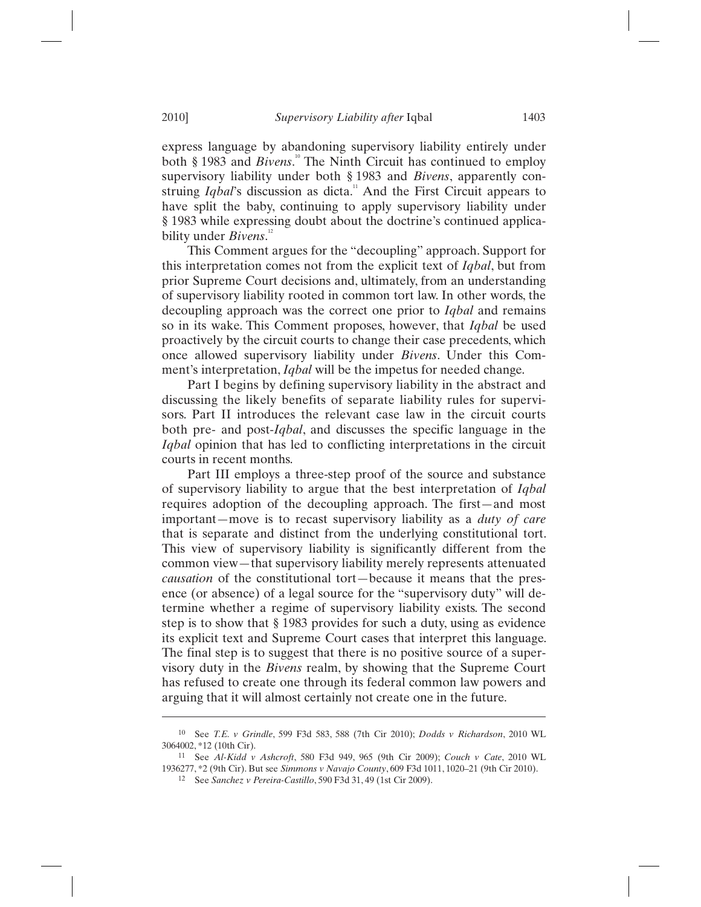express language by abandoning supervisory liability entirely under both § 1983 and *Bivens*.[10] The Ninth Circuit has continued to employ supervisory liability under both § 1983 and *Bivens*, apparently construing *Iqbal*'s discussion as dicta.[11] And the First Circuit appears to have split the baby, continuing to apply supervisory liability under § 1983 while expressing doubt about the doctrine's continued applicability under *Bivens*.[12]

This Comment argues for the "decoupling" approach. Support for this interpretation comes not from the explicit text of *Iqbal*, but from prior Supreme Court decisions and, ultimately, from an understanding of supervisory liability rooted in common tort law. In other words, the decoupling approach was the correct one prior to *Iqbal* and remains so in its wake. This Comment proposes, however, that *Iqbal* be used proactively by the circuit courts to change their case precedents, which once allowed supervisory liability under *Bivens*. Under this Comment's interpretation, *Iqbal* will be the impetus for needed change.

Part I begins by defining supervisory liability in the abstract and discussing the likely benefits of separate liability rules for supervisors. Part II introduces the relevant case law in the circuit courts both pre- and post-*Iqbal*, and discusses the specific language in the *Iqbal* opinion that has led to conflicting interpretations in the circuit courts in recent months.

Part III employs a three-step proof of the source and substance of supervisory liability to argue that the best interpretation of *Iqbal* requires adoption of the decoupling approach. The first—and most important—move is to recast supervisory liability as a *duty of care* that is separate and distinct from the underlying constitutional tort. This view of supervisory liability is significantly different from the common view—that supervisory liability merely represents attenuated *causation* of the constitutional tort—because it means that the presence (or absence) of a legal source for the "supervisory duty" will determine whether a regime of supervisory liability exists. The second step is to show that § 1983 provides for such a duty, using as evidence its explicit text and Supreme Court cases that interpret this language. The final step is to suggest that there is no positive source of a supervisory duty in the *Bivens* realm, by showing that the Supreme Court has refused to create one through its federal common law powers and arguing that it will almost certainly not create one in the future.

---

10 See *T.E. v Grindle*, 599 F3d 583, 588 (7th Cir 2010); *Dodds v Richardson*, 2010 WL 3064002, *12 (10th Cir).

11 See *Al-Kidd v Ashcroft*, 580 F3d 949, 965 (9th Cir 2009); *Couch v Cate*, 2010 WL 1936277, *2 (9th Cir). But see *Simmons v Navajo County*, 609 F3d 1011, 1020–21 (9th Cir 2010).

12 See *Sanchez v Pereira-Castillo*, 590 F3d 31, 49 (1st Cir 2009).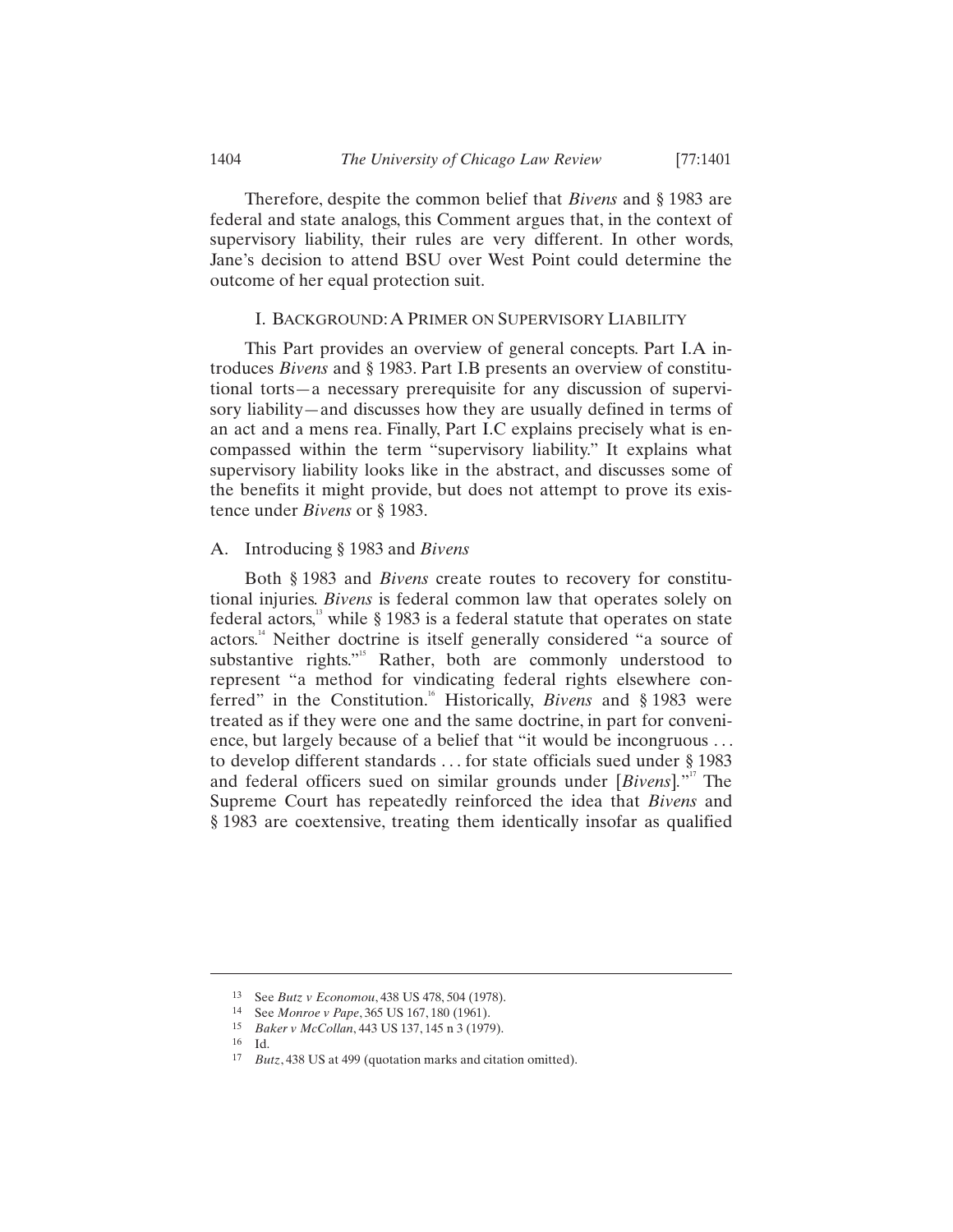Therefore, despite the common belief that *Bivens* and § 1983 are federal and state analogs, this Comment argues that, in the context of supervisory liability, their rules are very different. In other words, Jane's decision to attend BSU over West Point could determine the outcome of her equal protection suit.

## I. Background: A Primer on Supervisory Liability

This Part provides an overview of general concepts. Part I.A introduces *Bivens* and § 1983. Part I.B presents an overview of constitutional torts—a necessary prerequisite for any discussion of supervisory liability—and discusses how they are usually defined in terms of an act and a mens rea. Finally, Part I.C explains precisely what is encompassed within the term "supervisory liability." It explains what supervisory liability looks like in the abstract, and discusses some of the benefits it might provide, but does not attempt to prove its existence under *Bivens* or § 1983.

### A. Introducing § 1983 and *Bivens*

Both § 1983 and *Bivens* create routes to recovery for constitutional injuries. *Bivens* is federal common law that operates solely on federal actors,[13] while § 1983 is a federal statute that operates on state actors.[14] Neither doctrine is itself generally considered "a source of substantive rights."[15] Rather, both are commonly understood to represent "a method for vindicating federal rights elsewhere conferred" in the Constitution.[16] Historically, *Bivens* and § 1983 were treated as if they were one and the same doctrine, in part for convenience, but largely because of a belief that "it would be incongruous . . . to develop different standards . . . for state officials sued under § 1983 and federal officers sued on similar grounds under [*Bivens*]."[17] The Supreme Court has repeatedly reinforced the idea that *Bivens* and § 1983 are coextensive, treating them identically insofar as qualified

---

13 See *Butz v Economou*, 438 US 478, 504 (1978).

14 See *Monroe v Pape*, 365 US 167, 180 (1961).

15 *Baker v McCollan*, 443 US 137, 145 n 3 (1979).

16 Id.

17 *Butz*, 438 US at 499 (quotation marks and citation omitted).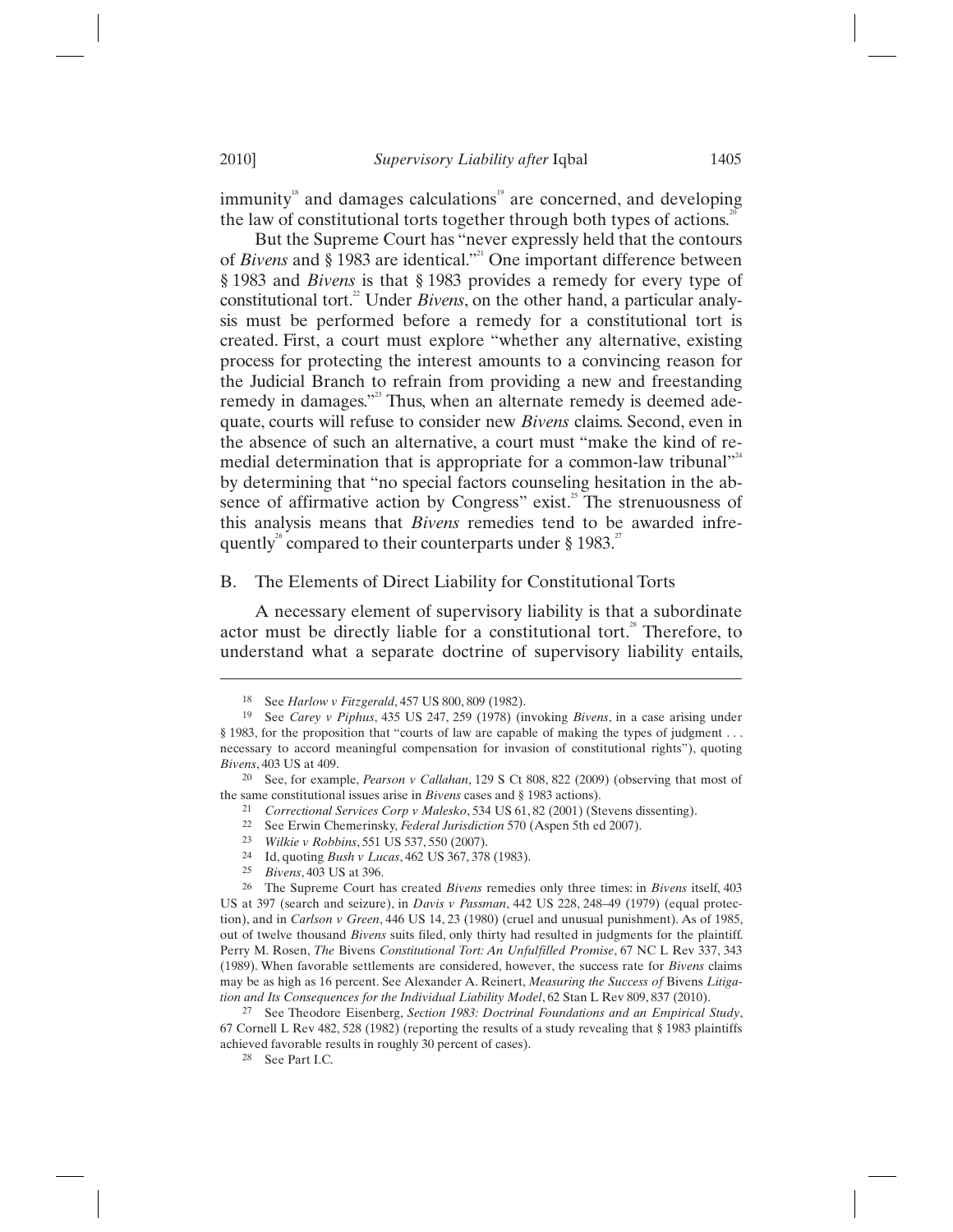immunity[18] and damages calculations[19] are concerned, and developing the law of constitutional torts together through both types of actions.[20]

But the Supreme Court has "never expressly held that the contours of *Bivens* and § 1983 are identical."[21] One important difference between § 1983 and *Bivens* is that § 1983 provides a remedy for every type of constitutional tort.[22] Under *Bivens*, on the other hand, a particular analysis must be performed before a remedy for a constitutional tort is created. First, a court must explore "whether any alternative, existing process for protecting the interest amounts to a convincing reason for the Judicial Branch to refrain from providing a new and freestanding remedy in damages."[23] Thus, when an alternate remedy is deemed adequate, courts will refuse to consider new *Bivens* claims. Second, even in the absence of such an alternative, a court must "make the kind of remedial determination that is appropriate for a common-law tribunal"[24] by determining that "no special factors counseling hesitation in the absence of affirmative action by Congress" exist.[25] The strenuousness of this analysis means that *Bivens* remedies tend to be awarded infrequently[26] compared to their counterparts under § 1983.[27]

## B. The Elements of Direct Liability for Constitutional Torts

A necessary element of supervisory liability is that a subordinate actor must be directly liable for a constitutional tort.[28] Therefore, to understand what a separate doctrine of supervisory liability entails,

---

18 See *Harlow v Fitzgerald*, 457 US 800, 809 (1982).

19 See *Carey v Piphus*, 435 US 247, 259 (1978) (invoking *Bivens*, in a case arising under § 1983, for the proposition that "courts of law are capable of making the types of judgment . . . necessary to accord meaningful compensation for invasion of constitutional rights"), quoting *Bivens*, 403 US at 409.

20 See, for example, *Pearson v Callahan*, 129 S Ct 808, 822 (2009) (observing that most of the same constitutional issues arise in *Bivens* cases and § 1983 actions).

21 *Correctional Services Corp v Malesko*, 534 US 61, 82 (2001) (Stevens dissenting).

22 See Erwin Chemerinsky, *Federal Jurisdiction* 570 (Aspen 5th ed 2007).

23 *Wilkie v Robbins*, 551 US 537, 550 (2007).

24 Id, quoting *Bush v Lucas*, 462 US 367, 378 (1983).

25 *Bivens*, 403 US at 396.

26 The Supreme Court has created *Bivens* remedies only three times: in *Bivens* itself, 403 US at 397 (search and seizure), in *Davis v Passman*, 442 US 228, 248–49 (1979) (equal protection), and in *Carlson v Green*, 446 US 14, 23 (1980) (cruel and unusual punishment). As of 1985, out of twelve thousand *Bivens* suits filed, only thirty had resulted in judgments for the plaintiff. Perry M. Rosen, *The* Bivens *Constitutional Tort: An Unfulfilled Promise*, 67 NC L Rev 337, 343 (1989). When favorable settlements are considered, however, the success rate for *Bivens* claims may be as high as 16 percent. See Alexander A. Reinert, *Measuring the Success of* Bivens *Litigation and Its Consequences for the Individual Liability Model*, 62 Stan L Rev 809, 837 (2010).

27 See Theodore Eisenberg, *Section 1983: Doctrinal Foundations and an Empirical Study*, 67 Cornell L Rev 482, 528 (1982) (reporting the results of a study revealing that § 1983 plaintiffs achieved favorable results in roughly 30 percent of cases).

28 See Part I.C.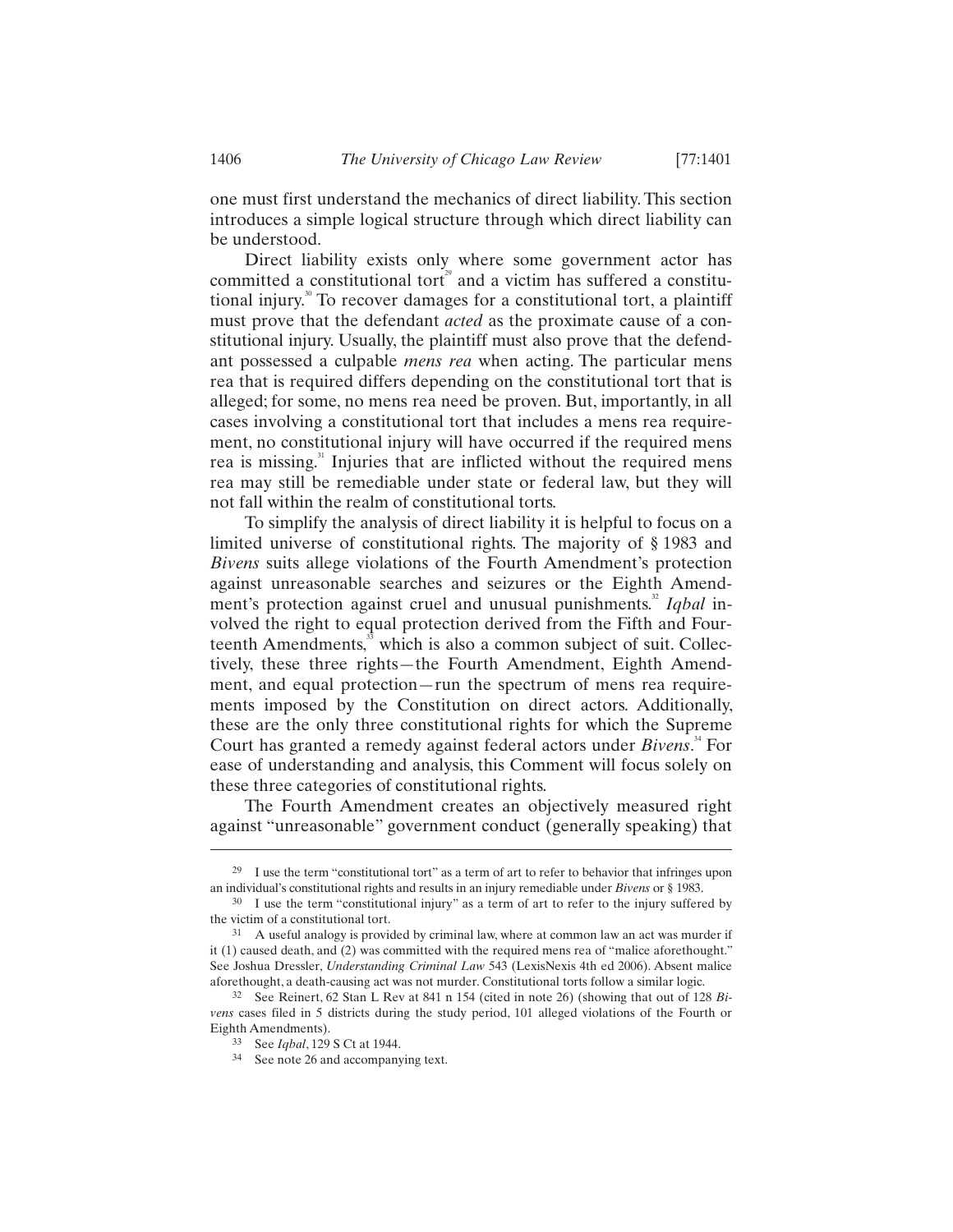one must first understand the mechanics of direct liability. This section introduces a simple logical structure through which direct liability can be understood.

Direct liability exists only where some government actor has committed a constitutional tort[29] and a victim has suffered a constitutional injury.[30] To recover damages for a constitutional tort, a plaintiff must prove that the defendant *acted* as the proximate cause of a constitutional injury. Usually, the plaintiff must also prove that the defendant possessed a culpable *mens rea* when acting. The particular mens rea that is required differs depending on the constitutional tort that is alleged; for some, no mens rea need be proven. But, importantly, in all cases involving a constitutional tort that includes a mens rea requirement, no constitutional injury will have occurred if the required mens rea is missing.[31] Injuries that are inflicted without the required mens rea may still be remediable under state or federal law, but they will not fall within the realm of constitutional torts.

To simplify the analysis of direct liability it is helpful to focus on a limited universe of constitutional rights. The majority of § 1983 and *Bivens* suits allege violations of the Fourth Amendment's protection against unreasonable searches and seizures or the Eighth Amendment's protection against cruel and unusual punishments.[32] *Iqbal* involved the right to equal protection derived from the Fifth and Fourteenth Amendments,[33] which is also a common subject of suit. Collectively, these three rights—the Fourth Amendment, Eighth Amendment, and equal protection—run the spectrum of mens rea requirements imposed by the Constitution on direct actors. Additionally, these are the only three constitutional rights for which the Supreme Court has granted a remedy against federal actors under *Bivens*.[34] For ease of understanding and analysis, this Comment will focus solely on these three categories of constitutional rights.

The Fourth Amendment creates an objectively measured right against "unreasonable" government conduct (generally speaking) that

---

[29] I use the term "constitutional tort" as a term of art to refer to behavior that infringes upon an individual's constitutional rights and results in an injury remediable under *Bivens* or § 1983.

[30] I use the term "constitutional injury" as a term of art to refer to the injury suffered by the victim of a constitutional tort.

[31] A useful analogy is provided by criminal law, where at common law an act was murder if it (1) caused death, and (2) was committed with the required mens rea of "malice aforethought." See Joshua Dressler, *Understanding Criminal Law* 543 (LexisNexis 4th ed 2006). Absent malice aforethought, a death-causing act was not murder. Constitutional torts follow a similar logic.

[32] See Reinert, 62 Stan L Rev at 841 n 154 (cited in note 26) (showing that out of 128 *Bivens* cases filed in 5 districts during the study period, 101 alleged violations of the Fourth or Eighth Amendments).

[33] See *Iqbal*, 129 S Ct at 1944.

[34] See note 26 and accompanying text.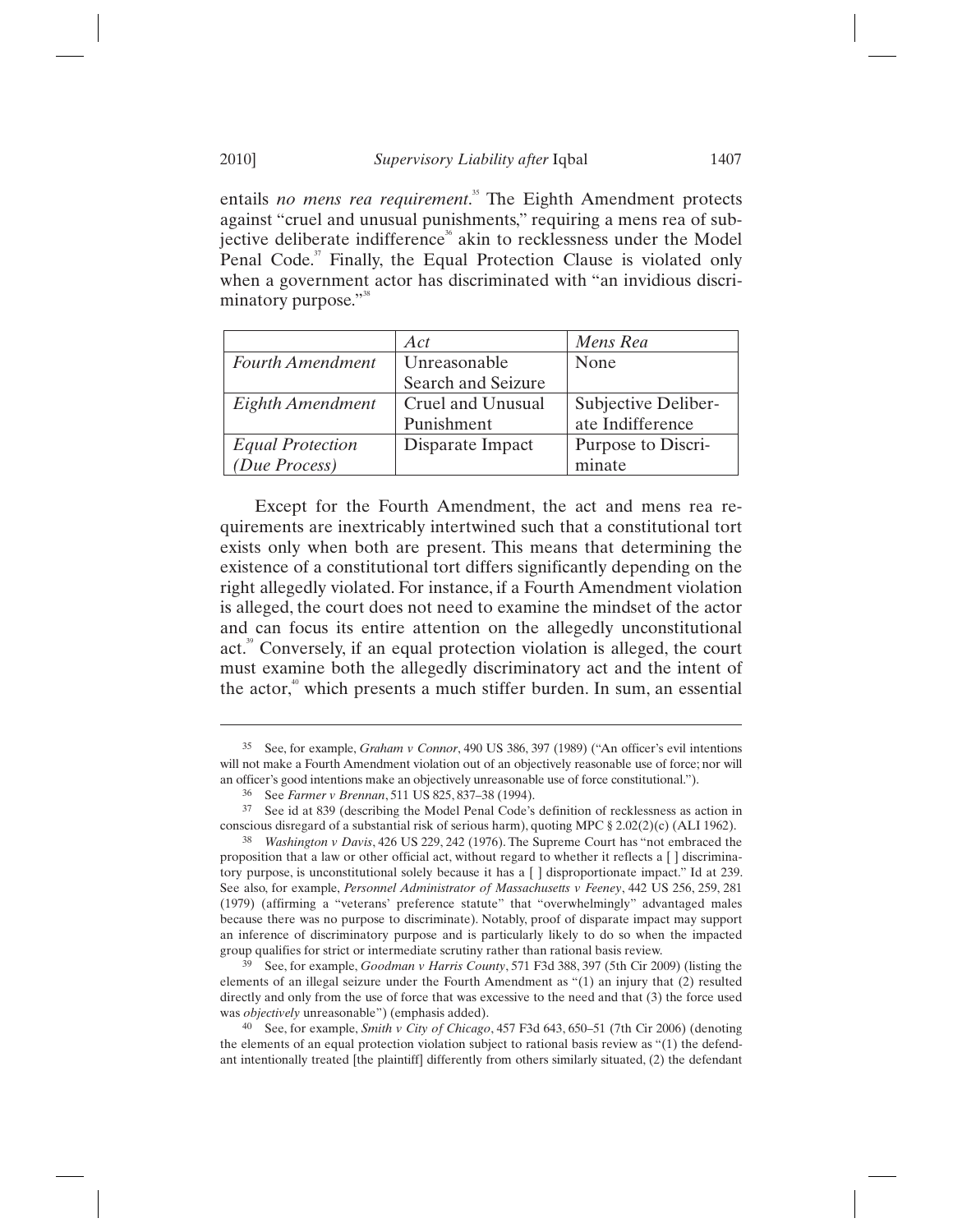entails *no mens rea requirement*.[35] The Eighth Amendment protects against "cruel and unusual punishments," requiring a mens rea of subjective deliberate indifference[36] akin to recklessness under the Model Penal Code.[37] Finally, the Equal Protection Clause is violated only when a government actor has discriminated with "an invidious discriminatory purpose."[38]

| | *Act* | *Mens Rea* |
|---|---|---|
| *Fourth Amendment* | Unreasonable Search and Seizure | None |
| *Eighth Amendment* | Cruel and Unusual Punishment | Subjective Deliberate Indifference |
| *Equal Protection (Due Process)* | Disparate Impact | Purpose to Discriminate |

Except for the Fourth Amendment, the act and mens rea requirements are inextricably intertwined such that a constitutional tort exists only when both are present. This means that determining the existence of a constitutional tort differs significantly depending on the right allegedly violated. For instance, if a Fourth Amendment violation is alleged, the court does not need to examine the mindset of the actor and can focus its entire attention on the allegedly unconstitutional act.[39] Conversely, if an equal protection violation is alleged, the court must examine both the allegedly discriminatory act and the intent of the actor,[40] which presents a much stiffer burden. In sum, an essential

---

35 See, for example, *Graham v Connor*, 490 US 386, 397 (1989) ("An officer's evil intentions will not make a Fourth Amendment violation out of an objectively reasonable use of force; nor will an officer's good intentions make an objectively unreasonable use of force constitutional.").

36 See *Farmer v Brennan*, 511 US 825, 837–38 (1994).

37 See id at 839 (describing the Model Penal Code's definition of recklessness as action in conscious disregard of a substantial risk of serious harm), quoting MPC § 2.02(2)(c) (ALI 1962).

38 *Washington v Davis*, 426 US 229, 242 (1976). The Supreme Court has "not embraced the proposition that a law or other official act, without regard to whether it reflects a [ ] discriminatory purpose, is unconstitutional solely because it has a [ ] disproportionate impact." Id at 239. See also, for example, *Personnel Administrator of Massachusetts v Feeney*, 442 US 256, 259, 281 (1979) (affirming a "veterans' preference statute" that "overwhelmingly" advantaged males because there was no purpose to discriminate). Notably, proof of disparate impact may support an inference of discriminatory purpose and is particularly likely to do so when the impacted group qualifies for strict or intermediate scrutiny rather than rational basis review.

39 See, for example, *Goodman v Harris County*, 571 F3d 388, 397 (5th Cir 2009) (listing the elements of an illegal seizure under the Fourth Amendment as "(1) an injury that (2) resulted directly and only from the use of force that was excessive to the need and that (3) the force used was *objectively* unreasonable") (emphasis added).

40 See, for example, *Smith v City of Chicago*, 457 F3d 643, 650–51 (7th Cir 2006) (denoting the elements of an equal protection violation subject to rational basis review as "(1) the defendant intentionally treated [the plaintiff] differently from others similarly situated, (2) the defendant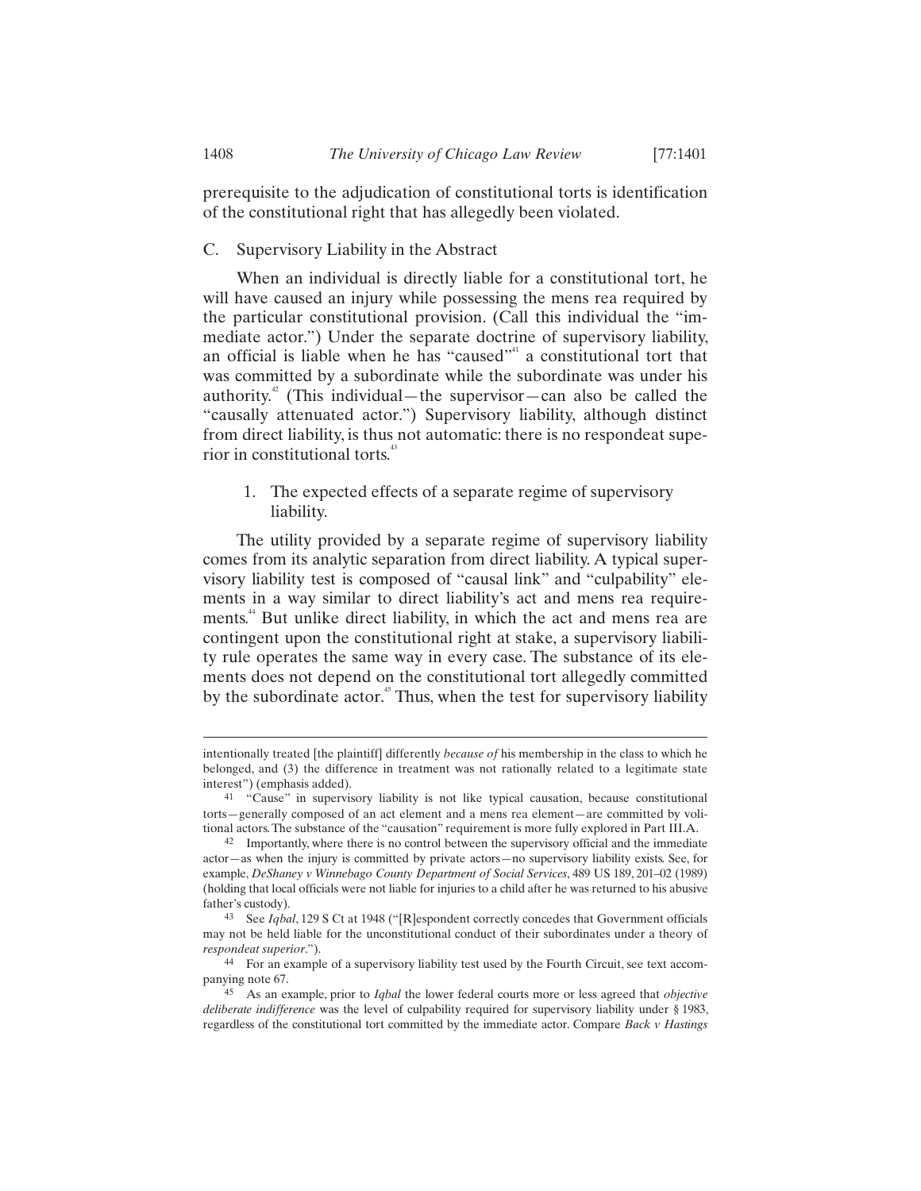prerequisite to the adjudication of constitutional torts is identification of the constitutional right that has allegedly been violated.

## C. Supervisory Liability in the Abstract

When an individual is directly liable for a constitutional tort, he will have caused an injury while possessing the mens rea required by the particular constitutional provision. (Call this individual the "immediate actor.") Under the separate doctrine of supervisory liability, an official is liable when he has "caused"[41] a constitutional tort that was committed by a subordinate while the subordinate was under his authority.[42] (This individual—the supervisor—can also be called the "causally attenuated actor.") Supervisory liability, although distinct from direct liability, is thus not automatic: there is no respondeat superior in constitutional torts.[43]

### 1. The expected effects of a separate regime of supervisory liability.

The utility provided by a separate regime of supervisory liability comes from its analytic separation from direct liability. A typical supervisory liability test is composed of "causal link" and "culpability" elements in a way similar to direct liability's act and mens rea requirements.[44] But unlike direct liability, in which the act and mens rea are contingent upon the constitutional right at stake, a supervisory liability rule operates the same way in every case. The substance of its elements does not depend on the constitutional tort allegedly committed by the subordinate actor.[45] Thus, when the test for supervisory liability

---

intentionally treated [the plaintiff] differently *because of* his membership in the class to which he belonged, and (3) the difference in treatment was not rationally related to a legitimate state interest") (emphasis added).

41 "Cause" in supervisory liability is not like typical causation, because constitutional torts—generally composed of an act element and a mens rea element—are committed by volitional actors. The substance of the "causation" requirement is more fully explored in Part III.A.

42 Importantly, where there is no control between the supervisory official and the immediate actor—as when the injury is committed by private actors—no supervisory liability exists. See, for example, *DeShaney v Winnebago County Department of Social Services*, 489 US 189, 201–02 (1989) (holding that local officials were not liable for injuries to a child after he was returned to his abusive father's custody).

43 See *Iqbal*, 129 S Ct at 1948 ("[R]espondent correctly concedes that Government officials may not be held liable for the unconstitutional conduct of their subordinates under a theory of *respondeat superior*.").

44 For an example of a supervisory liability test used by the Fourth Circuit, see text accompanying note 67.

45 As an example, prior to *Iqbal* the lower federal courts more or less agreed that *objective deliberate indifference* was the level of culpability required for supervisory liability under § 1983, regardless of the constitutional tort committed by the immediate actor. Compare *Back v Hastings*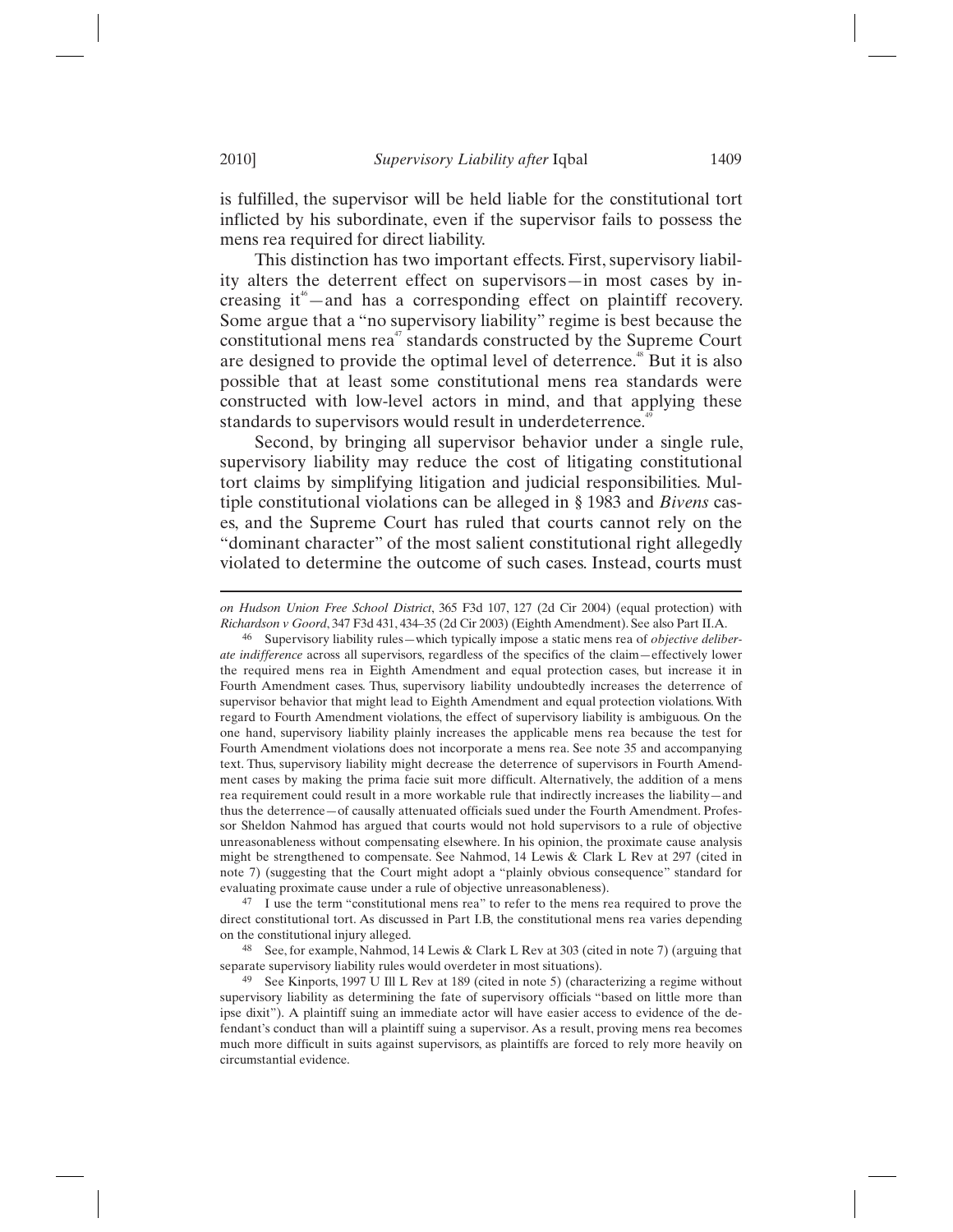is fulfilled, the supervisor will be held liable for the constitutional tort inflicted by his subordinate, even if the supervisor fails to possess the mens rea required for direct liability.

This distinction has two important effects. First, supervisory liability alters the deterrent effect on supervisors—in most cases by increasing it[46]—and has a corresponding effect on plaintiff recovery. Some argue that a "no supervisory liability" regime is best because the constitutional mens rea[47] standards constructed by the Supreme Court are designed to provide the optimal level of deterrence.[48] But it is also possible that at least some constitutional mens rea standards were constructed with low-level actors in mind, and that applying these standards to supervisors would result in underdeterrence.[49]

Second, by bringing all supervisor behavior under a single rule, supervisory liability may reduce the cost of litigating constitutional tort claims by simplifying litigation and judicial responsibilities. Multiple constitutional violations can be alleged in § 1983 and *Bivens* cases, and the Supreme Court has ruled that courts cannot rely on the "dominant character" of the most salient constitutional right allegedly violated to determine the outcome of such cases. Instead, courts must

---

*on Hudson Union Free School District*, 365 F3d 107, 127 (2d Cir 2004) (equal protection) with *Richardson v Goord*, 347 F3d 431, 434–35 (2d Cir 2003) (Eighth Amendment). See also Part II.A.

46 Supervisory liability rules—which typically impose a static mens rea of *objective deliberate indifference* across all supervisors, regardless of the specifics of the claim—effectively lower the required mens rea in Eighth Amendment and equal protection cases, but increase it in Fourth Amendment cases. Thus, supervisory liability undoubtedly increases the deterrence of supervisor behavior that might lead to Eighth Amendment and equal protection violations. With regard to Fourth Amendment violations, the effect of supervisory liability is ambiguous. On the one hand, supervisory liability plainly increases the applicable mens rea because the test for Fourth Amendment violations does not incorporate a mens rea. See note 35 and accompanying text. Thus, supervisory liability might decrease the deterrence of supervisors in Fourth Amendment cases by making the prima facie suit more difficult. Alternatively, the addition of a mens rea requirement could result in a more workable rule that indirectly increases the liability—and thus the deterrence—of causally attenuated officials sued under the Fourth Amendment. Professor Sheldon Nahmod has argued that courts would not hold supervisors to a rule of objective unreasonableness without compensating elsewhere. In his opinion, the proximate cause analysis might be strengthened to compensate. See Nahmod, 14 Lewis & Clark L Rev at 297 (cited in note 7) (suggesting that the Court might adopt a "plainly obvious consequence" standard for evaluating proximate cause under a rule of objective unreasonableness).

47 I use the term "constitutional mens rea" to refer to the mens rea required to prove the direct constitutional tort. As discussed in Part I.B, the constitutional mens rea varies depending on the constitutional injury alleged.

48 See, for example, Nahmod, 14 Lewis & Clark L Rev at 303 (cited in note 7) (arguing that separate supervisory liability rules would overdeter in most situations).

49 See Kinports, 1997 U Ill L Rev at 189 (cited in note 5) (characterizing a regime without supervisory liability as determining the fate of supervisory officials "based on little more than ipse dixit"). A plaintiff suing an immediate actor will have easier access to evidence of the defendant's conduct than will a plaintiff suing a supervisor. As a result, proving mens rea becomes much more difficult in suits against supervisors, as plaintiffs are forced to rely more heavily on circumstantial evidence.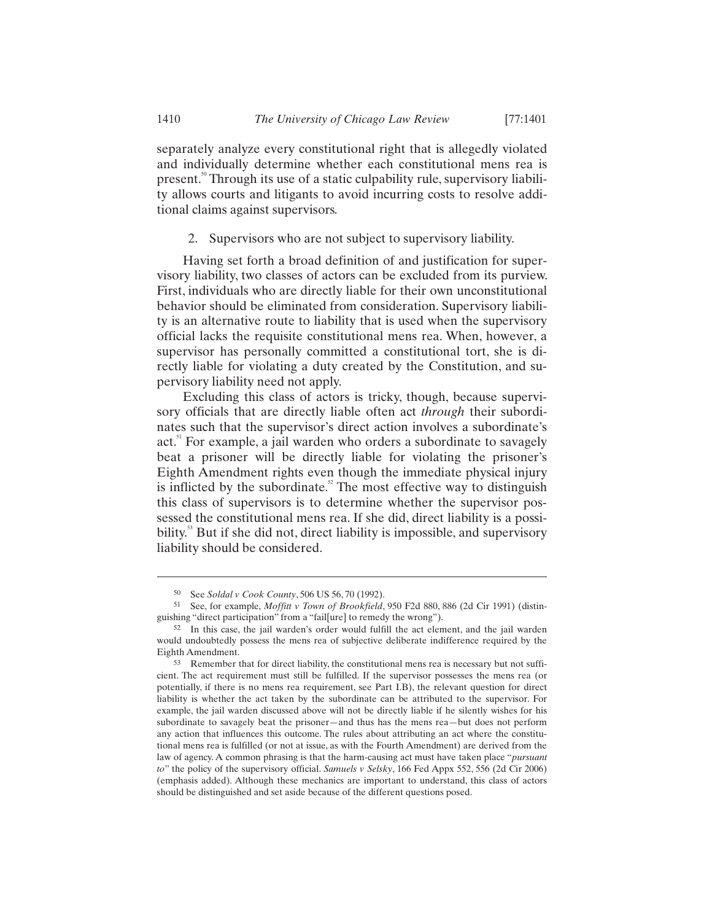separately analyze every constitutional right that is allegedly violated and individually determine whether each constitutional mens rea is present.[50] Through its use of a static culpability rule, supervisory liability allows courts and litigants to avoid incurring costs to resolve additional claims against supervisors.

#### 2. Supervisors who are not subject to supervisory liability.

Having set forth a broad definition of and justification for supervisory liability, two classes of actors can be excluded from its purview. First, individuals who are directly liable for their own unconstitutional behavior should be eliminated from consideration. Supervisory liability is an alternative route to liability that is used when the supervisory official lacks the requisite constitutional mens rea. When, however, a supervisor has personally committed a constitutional tort, she is directly liable for violating a duty created by the Constitution, and supervisory liability need not apply.

Excluding this class of actors is tricky, though, because supervisory officials that are directly liable often act *through* their subordinates such that the supervisor's direct action involves a subordinate's act.[51] For example, a jail warden who orders a subordinate to savagely beat a prisoner will be directly liable for violating the prisoner's Eighth Amendment rights even though the immediate physical injury is inflicted by the subordinate.[52] The most effective way to distinguish this class of supervisors is to determine whether the supervisor possessed the constitutional mens rea. If she did, direct liability is a possibility.[53] But if she did not, direct liability is impossible, and supervisory liability should be considered.

---

50 See *Soldal v Cook County*, 506 US 56, 70 (1992).

51 See, for example, *Moffitt v Town of Brookfield*, 950 F2d 880, 886 (2d Cir 1991) (distinguishing "direct participation" from a "fail[ure] to remedy the wrong").

52 In this case, the jail warden's order would fulfill the act element, and the jail warden would undoubtedly possess the mens rea of subjective deliberate indifference required by the Eighth Amendment.

53 Remember that for direct liability, the constitutional mens rea is necessary but not sufficient. The act requirement must still be fulfilled. If the supervisor possesses the mens rea (or potentially, if there is no mens rea requirement, see Part I.B), the relevant question for direct liability is whether the act taken by the subordinate can be attributed to the supervisor. For example, the jail warden discussed above will not be directly liable if he silently wishes for his subordinate to savagely beat the prisoner—and thus has the mens rea—but does not perform any action that influences this outcome. The rules about attributing an act where the constitutional mens rea is fulfilled (or not at issue, as with the Fourth Amendment) are derived from the law of agency. A common phrasing is that the harm-causing act must have taken place "*pursuant to*" the policy of the supervisory official. *Samuels v Selsky*, 166 Fed Appx 552, 556 (2d Cir 2006) (emphasis added). Although these mechanics are important to understand, this class of actors should be distinguished and set aside because of the different questions posed.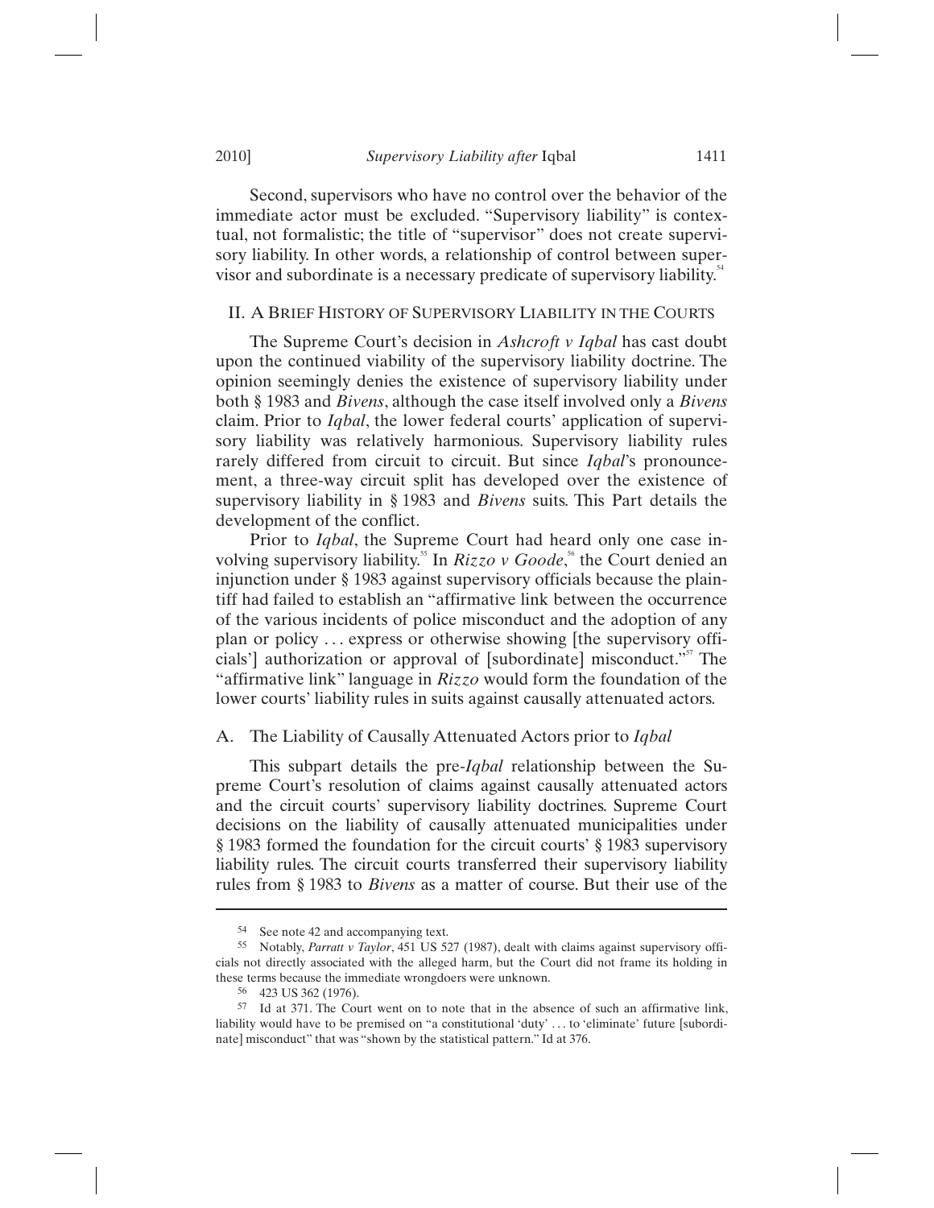Second, supervisors who have no control over the behavior of the immediate actor must be excluded. "Supervisory liability" is contextual, not formalistic; the title of "supervisor" does not create supervisory liability. In other words, a relationship of control between supervisor and subordinate is a necessary predicate of supervisory liability.[54]

## II. A Brief History of Supervisory Liability in the Courts

The Supreme Court's decision in *Ashcroft v Iqbal* has cast doubt upon the continued viability of the supervisory liability doctrine. The opinion seemingly denies the existence of supervisory liability under both § 1983 and *Bivens*, although the case itself involved only a *Bivens* claim. Prior to *Iqbal*, the lower federal courts' application of supervisory liability was relatively harmonious. Supervisory liability rules rarely differed from circuit to circuit. But since *Iqbal*'s pronouncement, a three-way circuit split has developed over the existence of supervisory liability in § 1983 and *Bivens* suits. This Part details the development of the conflict.

Prior to *Iqbal*, the Supreme Court had heard only one case involving supervisory liability.[55] In *Rizzo v Goode*,[56] the Court denied an injunction under § 1983 against supervisory officials because the plaintiff had failed to establish an "affirmative link between the occurrence of the various incidents of police misconduct and the adoption of any plan or policy . . . express or otherwise showing [the supervisory officials'] authorization or approval of [subordinate] misconduct."[57] The "affirmative link" language in *Rizzo* would form the foundation of the lower courts' liability rules in suits against causally attenuated actors.

### A. The Liability of Causally Attenuated Actors prior to *Iqbal*

This subpart details the pre-*Iqbal* relationship between the Supreme Court's resolution of claims against causally attenuated actors and the circuit courts' supervisory liability doctrines. Supreme Court decisions on the liability of causally attenuated municipalities under § 1983 formed the foundation for the circuit courts' § 1983 supervisory liability rules. The circuit courts transferred their supervisory liability rules from § 1983 to *Bivens* as a matter of course. But their use of the

---

54 See note 42 and accompanying text.

55 Notably, *Parratt v Taylor*, 451 US 527 (1987), dealt with claims against supervisory officials not directly associated with the alleged harm, but the Court did not frame its holding in these terms because the immediate wrongdoers were unknown.

56 423 US 362 (1976).

57 Id at 371. The Court went on to note that in the absence of such an affirmative link, liability would have to be premised on "a constitutional 'duty' . . . to 'eliminate' future [subordinate] misconduct" that was "shown by the statistical pattern." Id at 376.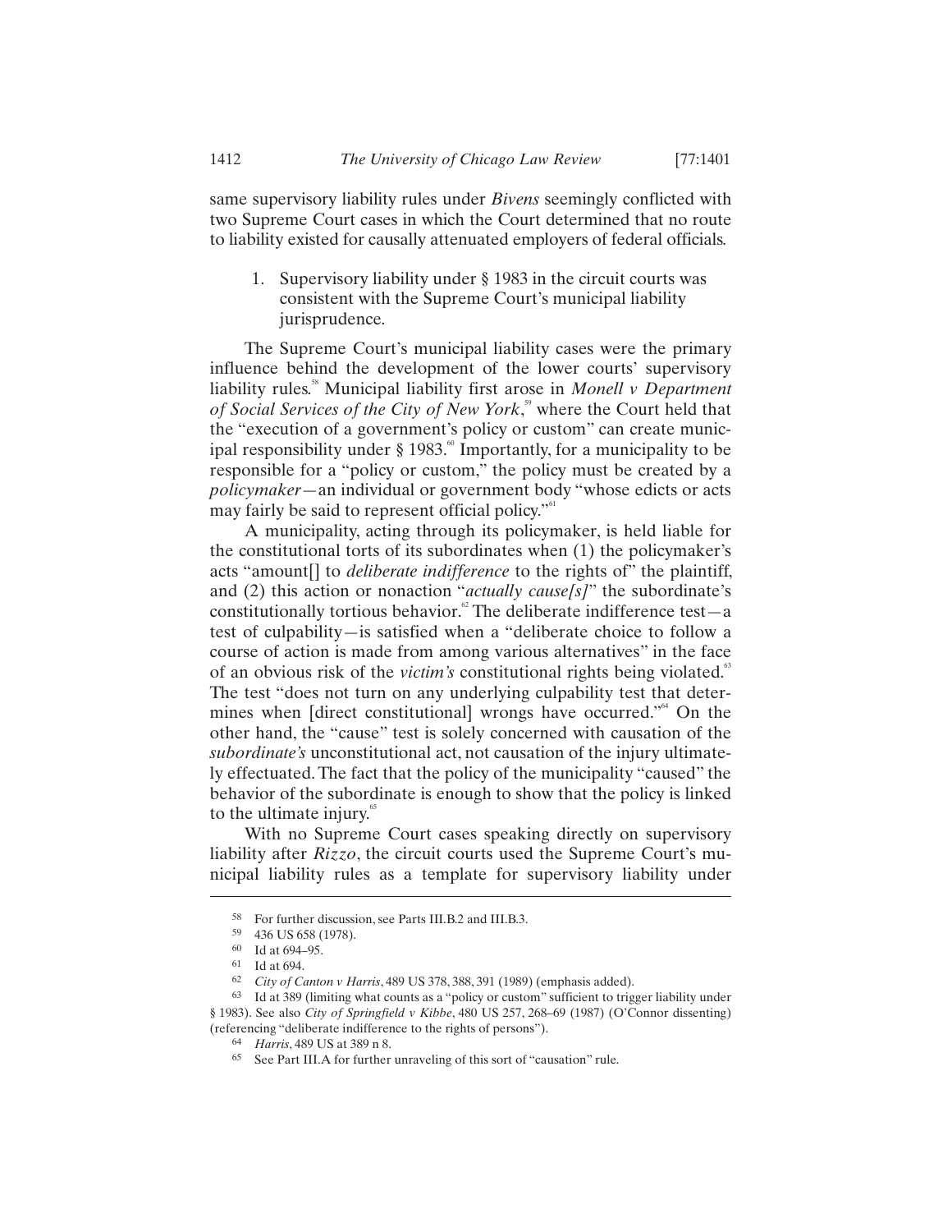same supervisory liability rules under *Bivens* seemingly conflicted with two Supreme Court cases in which the Court determined that no route to liability existed for causally attenuated employers of federal officials.

1. Supervisory liability under § 1983 in the circuit courts was consistent with the Supreme Court's municipal liability jurisprudence.

The Supreme Court's municipal liability cases were the primary influence behind the development of the lower courts' supervisory liability rules.[58] Municipal liability first arose in *Monell v Department of Social Services of the City of New York*,[59] where the Court held that the "execution of a government's policy or custom" can create municipal responsibility under § 1983.[60] Importantly, for a municipality to be responsible for a "policy or custom," the policy must be created by a *policymaker*—an individual or government body "whose edicts or acts may fairly be said to represent official policy."[61]

A municipality, acting through its policymaker, is held liable for the constitutional torts of its subordinates when (1) the policymaker's acts "amount[] to *deliberate indifference* to the rights of" the plaintiff, and (2) this action or nonaction "*actually cause[s]*" the subordinate's constitutionally tortious behavior.[62] The deliberate indifference test—a test of culpability—is satisfied when a "deliberate choice to follow a course of action is made from among various alternatives" in the face of an obvious risk of the *victim's* constitutional rights being violated.[63] The test "does not turn on any underlying culpability test that determines when [direct constitutional] wrongs have occurred."[64] On the other hand, the "cause" test is solely concerned with causation of the *subordinate's* unconstitutional act, not causation of the injury ultimately effectuated. The fact that the policy of the municipality "caused" the behavior of the subordinate is enough to show that the policy is linked to the ultimate injury.[65]

With no Supreme Court cases speaking directly on supervisory liability after *Rizzo*, the circuit courts used the Supreme Court's municipal liability rules as a template for supervisory liability under

---

58 For further discussion, see Parts III.B.2 and III.B.3.

59 436 US 658 (1978).

60 Id at 694–95.

61 Id at 694.

62 *City of Canton v Harris*, 489 US 378, 388, 391 (1989) (emphasis added).

63 Id at 389 (limiting what counts as a "policy or custom" sufficient to trigger liability under § 1983). See also *City of Springfield v Kibbe*, 480 US 257, 268–69 (1987) (O'Connor dissenting) (referencing "deliberate indifference to the rights of persons").

64 *Harris*, 489 US at 389 n 8.

65 See Part III.A for further unraveling of this sort of "causation" rule.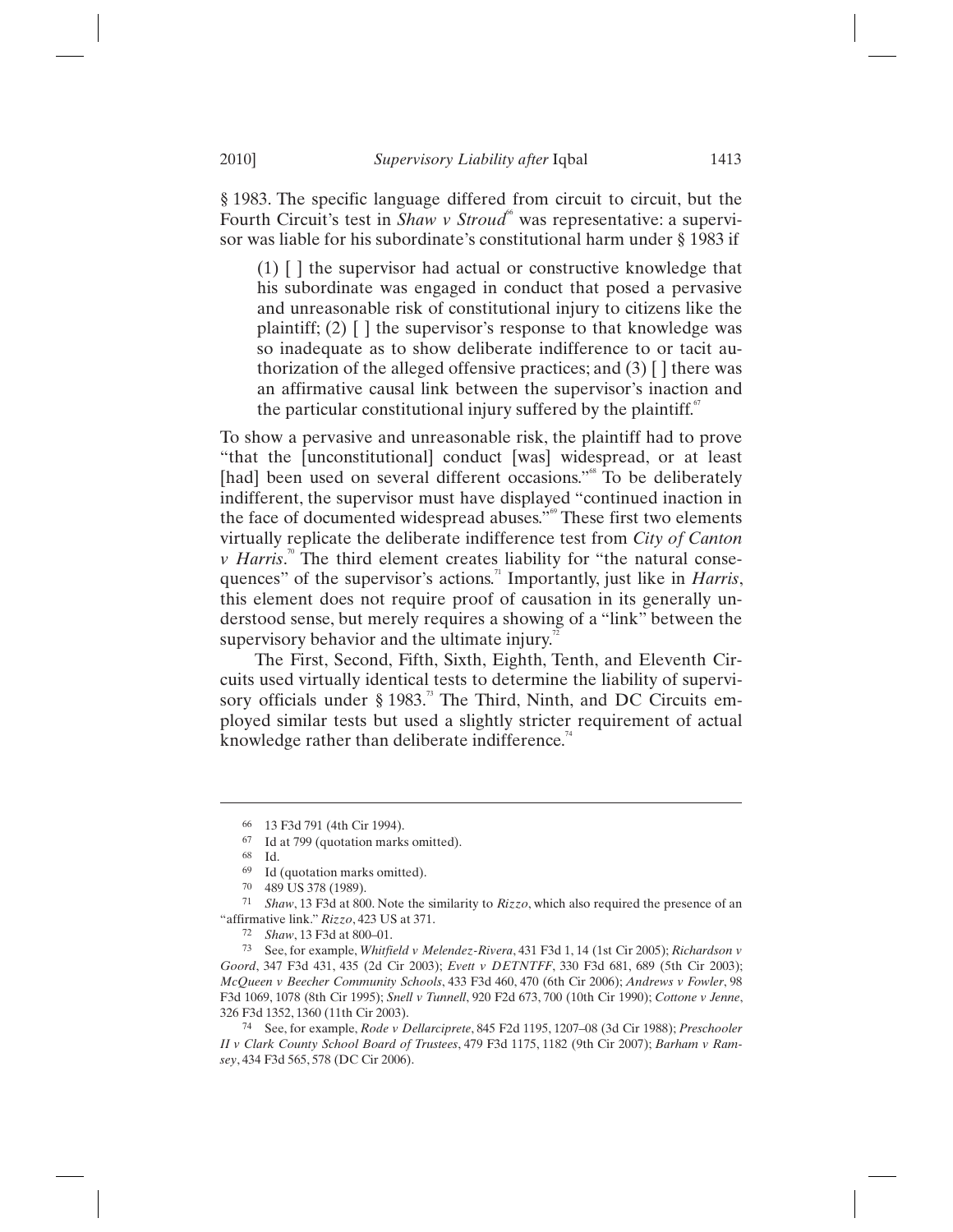§ 1983. The specific language differed from circuit to circuit, but the Fourth Circuit's test in *Shaw v Stroud*[66] was representative: a supervisor was liable for his subordinate's constitutional harm under § 1983 if

> (1) [ ] the supervisor had actual or constructive knowledge that his subordinate was engaged in conduct that posed a pervasive and unreasonable risk of constitutional injury to citizens like the plaintiff; (2) [ ] the supervisor's response to that knowledge was so inadequate as to show deliberate indifference to or tacit authorization of the alleged offensive practices; and (3) [ ] there was an affirmative causal link between the supervisor's inaction and the particular constitutional injury suffered by the plaintiff.[67]

To show a pervasive and unreasonable risk, the plaintiff had to prove "that the [unconstitutional] conduct [was] widespread, or at least [had] been used on several different occasions."[68] To be deliberately indifferent, the supervisor must have displayed "continued inaction in the face of documented widespread abuses."[69] These first two elements virtually replicate the deliberate indifference test from *City of Canton v Harris*.[70] The third element creates liability for "the natural consequences" of the supervisor's actions.[71] Importantly, just like in *Harris*, this element does not require proof of causation in its generally understood sense, but merely requires a showing of a "link" between the supervisory behavior and the ultimate injury.[72]

The First, Second, Fifth, Sixth, Eighth, Tenth, and Eleventh Circuits used virtually identical tests to determine the liability of supervisory officials under § 1983.[73] The Third, Ninth, and DC Circuits employed similar tests but used a slightly stricter requirement of actual knowledge rather than deliberate indifference.[74]

---

66 13 F3d 791 (4th Cir 1994).

67 Id at 799 (quotation marks omitted).

68 Id.

69 Id (quotation marks omitted).

70 489 US 378 (1989).

71 *Shaw*, 13 F3d at 800. Note the similarity to *Rizzo*, which also required the presence of an "affirmative link." *Rizzo*, 423 US at 371.

72 *Shaw*, 13 F3d at 800–01.

73 See, for example, *Whitfield v Melendez-Rivera*, 431 F3d 1, 14 (1st Cir 2005); *Richardson v Goord*, 347 F3d 431, 435 (2d Cir 2003); *Evett v DETNTFF*, 330 F3d 681, 689 (5th Cir 2003); *McQueen v Beecher Community Schools*, 433 F3d 460, 470 (6th Cir 2006); *Andrews v Fowler*, 98 F3d 1069, 1078 (8th Cir 1995); *Snell v Tunnell*, 920 F2d 673, 700 (10th Cir 1990); *Cottone v Jenne*, 326 F3d 1352, 1360 (11th Cir 2003).

74 See, for example, *Rode v Dellarciprete*, 845 F2d 1195, 1207–08 (3d Cir 1988); *Preschooler II v Clark County School Board of Trustees*, 479 F3d 1175, 1182 (9th Cir 2007); *Barham v Ramsey*, 434 F3d 565, 578 (DC Cir 2006).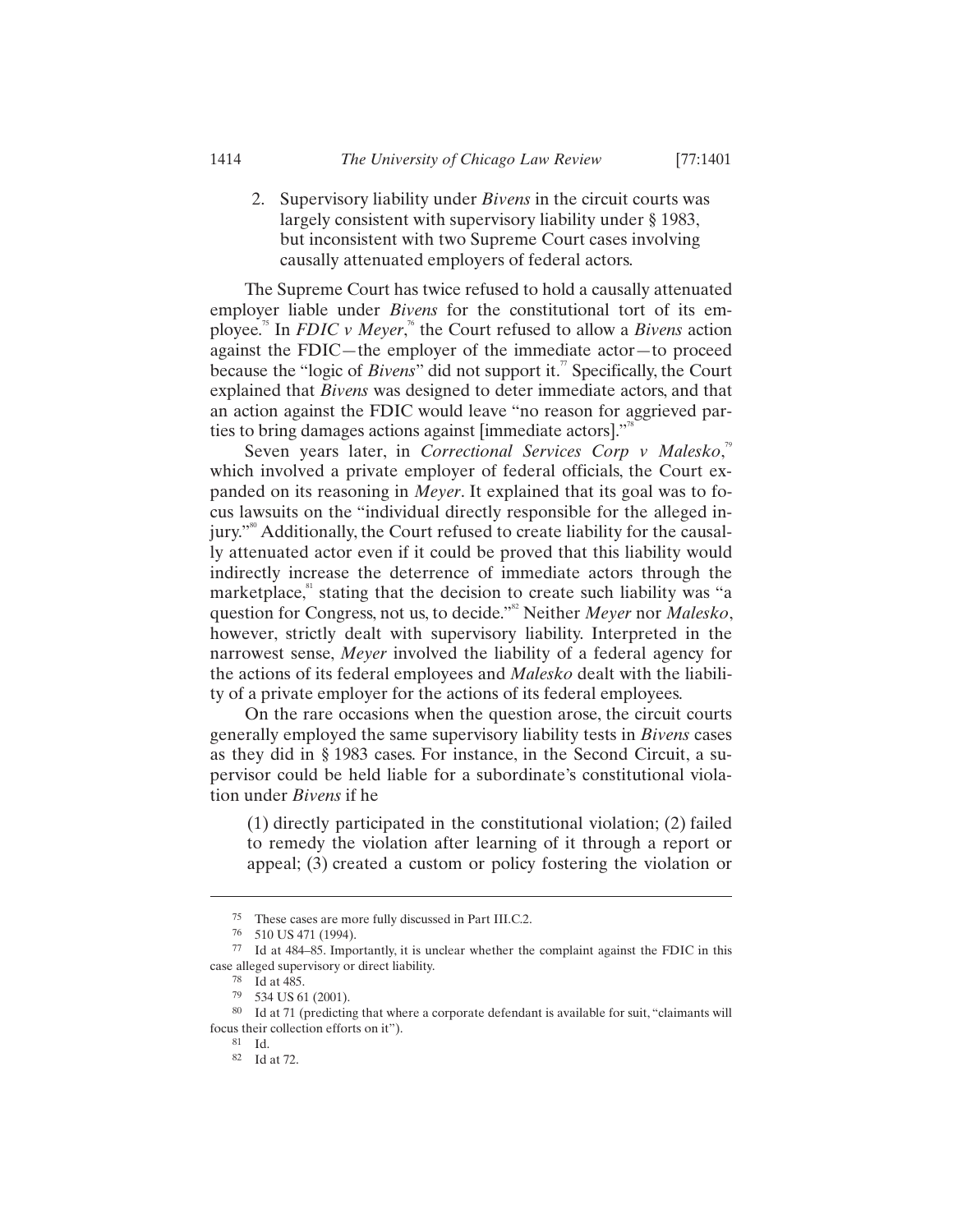2. Supervisory liability under *Bivens* in the circuit courts was largely consistent with supervisory liability under § 1983, but inconsistent with two Supreme Court cases involving causally attenuated employers of federal actors.

The Supreme Court has twice refused to hold a causally attenuated employer liable under *Bivens* for the constitutional tort of its employee.[75] In *FDIC v Meyer*,[76] the Court refused to allow a *Bivens* action against the FDIC—the employer of the immediate actor—to proceed because the "logic of *Bivens*" did not support it.[77] Specifically, the Court explained that *Bivens* was designed to deter immediate actors, and that an action against the FDIC would leave "no reason for aggrieved parties to bring damages actions against [immediate actors]."[78]

Seven years later, in *Correctional Services Corp v Malesko*,[79] which involved a private employer of federal officials, the Court expanded on its reasoning in *Meyer*. It explained that its goal was to focus lawsuits on the "individual directly responsible for the alleged injury."[80] Additionally, the Court refused to create liability for the causally attenuated actor even if it could be proved that this liability would indirectly increase the deterrence of immediate actors through the marketplace,[81] stating that the decision to create such liability was "a question for Congress, not us, to decide."[82] Neither *Meyer* nor *Malesko*, however, strictly dealt with supervisory liability. Interpreted in the narrowest sense, *Meyer* involved the liability of a federal agency for the actions of its federal employees and *Malesko* dealt with the liability of a private employer for the actions of its federal employees.

On the rare occasions when the question arose, the circuit courts generally employed the same supervisory liability tests in *Bivens* cases as they did in § 1983 cases. For instance, in the Second Circuit, a supervisor could be held liable for a subordinate's constitutional violation under *Bivens* if he

> (1) directly participated in the constitutional violation; (2) failed to remedy the violation after learning of it through a report or appeal; (3) created a custom or policy fostering the violation or

---

75 These cases are more fully discussed in Part III.C.2.

76 510 US 471 (1994).

77 Id at 484–85. Importantly, it is unclear whether the complaint against the FDIC in this case alleged supervisory or direct liability.

78 Id at 485.

79 534 US 61 (2001).

80 Id at 71 (predicting that where a corporate defendant is available for suit, "claimants will focus their collection efforts on it").

81 Id.

82 Id at 72.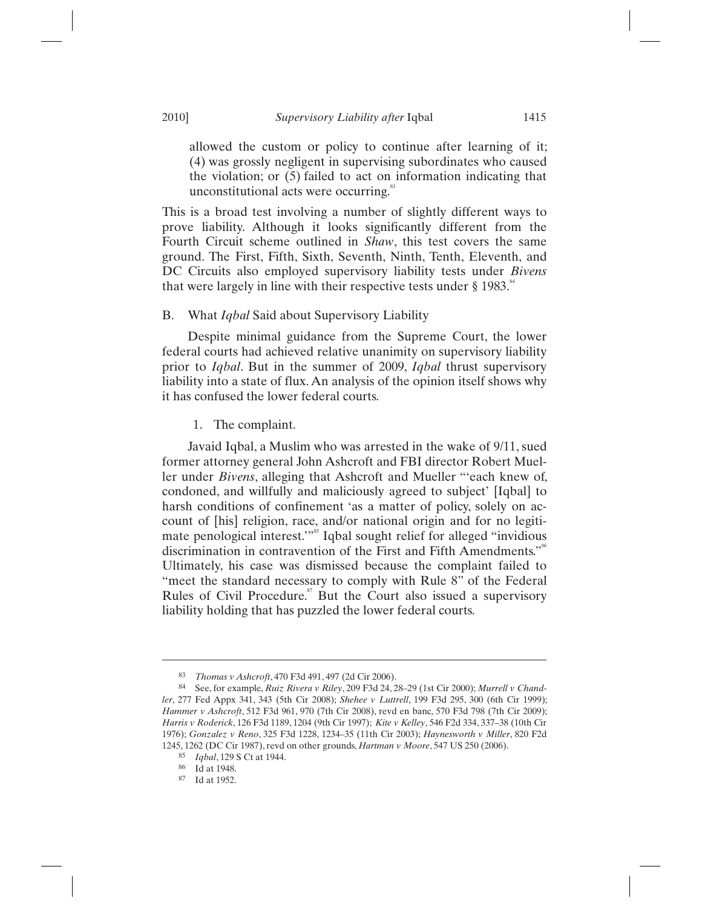allowed the custom or policy to continue after learning of it; (4) was grossly negligent in supervising subordinates who caused the violation; or (5) failed to act on information indicating that unconstitutional acts were occurring.[83]

This is a broad test involving a number of slightly different ways to prove liability. Although it looks significantly different from the Fourth Circuit scheme outlined in *Shaw*, this test covers the same ground. The First, Fifth, Sixth, Seventh, Ninth, Tenth, Eleventh, and DC Circuits also employed supervisory liability tests under *Bivens* that were largely in line with their respective tests under § 1983.[84]

## B. What *Iqbal* Said about Supervisory Liability

Despite minimal guidance from the Supreme Court, the lower federal courts had achieved relative unanimity on supervisory liability prior to *Iqbal*. But in the summer of 2009, *Iqbal* thrust supervisory liability into a state of flux. An analysis of the opinion itself shows why it has confused the lower federal courts.

### 1. The complaint.

Javaid Iqbal, a Muslim who was arrested in the wake of 9/11, sued former attorney general John Ashcroft and FBI director Robert Mueller under *Bivens*, alleging that Ashcroft and Mueller "'each knew of, condoned, and willfully and maliciously agreed to subject' [Iqbal] to harsh conditions of confinement 'as a matter of policy, solely on account of [his] religion, race, and/or national origin and for no legitimate penological interest.'"[85] Iqbal sought relief for alleged "invidious discrimination in contravention of the First and Fifth Amendments."[86] Ultimately, his case was dismissed because the complaint failed to "meet the standard necessary to comply with Rule 8" of the Federal Rules of Civil Procedure.[87] But the Court also issued a supervisory liability holding that has puzzled the lower federal courts.

---

83 *Thomas v Ashcroft*, 470 F3d 491, 497 (2d Cir 2006).

84 See, for example, *Ruiz Rivera v Riley*, 209 F3d 24, 28–29 (1st Cir 2000); *Murrell v Chandler*, 277 Fed Appx 341, 343 (5th Cir 2008); *Shehee v Luttrell*, 199 F3d 295, 300 (6th Cir 1999); *Hammer v Ashcroft*, 512 F3d 961, 970 (7th Cir 2008), revd en banc, 570 F3d 798 (7th Cir 2009); *Harris v Roderick*, 126 F3d 1189, 1204 (9th Cir 1997); *Kite v Kelley*, 546 F2d 334, 337–38 (10th Cir 1976); *Gonzalez v Reno*, 325 F3d 1228, 1234–35 (11th Cir 2003); *Haynesworth v Miller*, 820 F2d 1245, 1262 (DC Cir 1987), revd on other grounds, *Hartman v Moore*, 547 US 250 (2006).

85 *Iqbal*, 129 S Ct at 1944.

86 Id at 1948.

87 Id at 1952.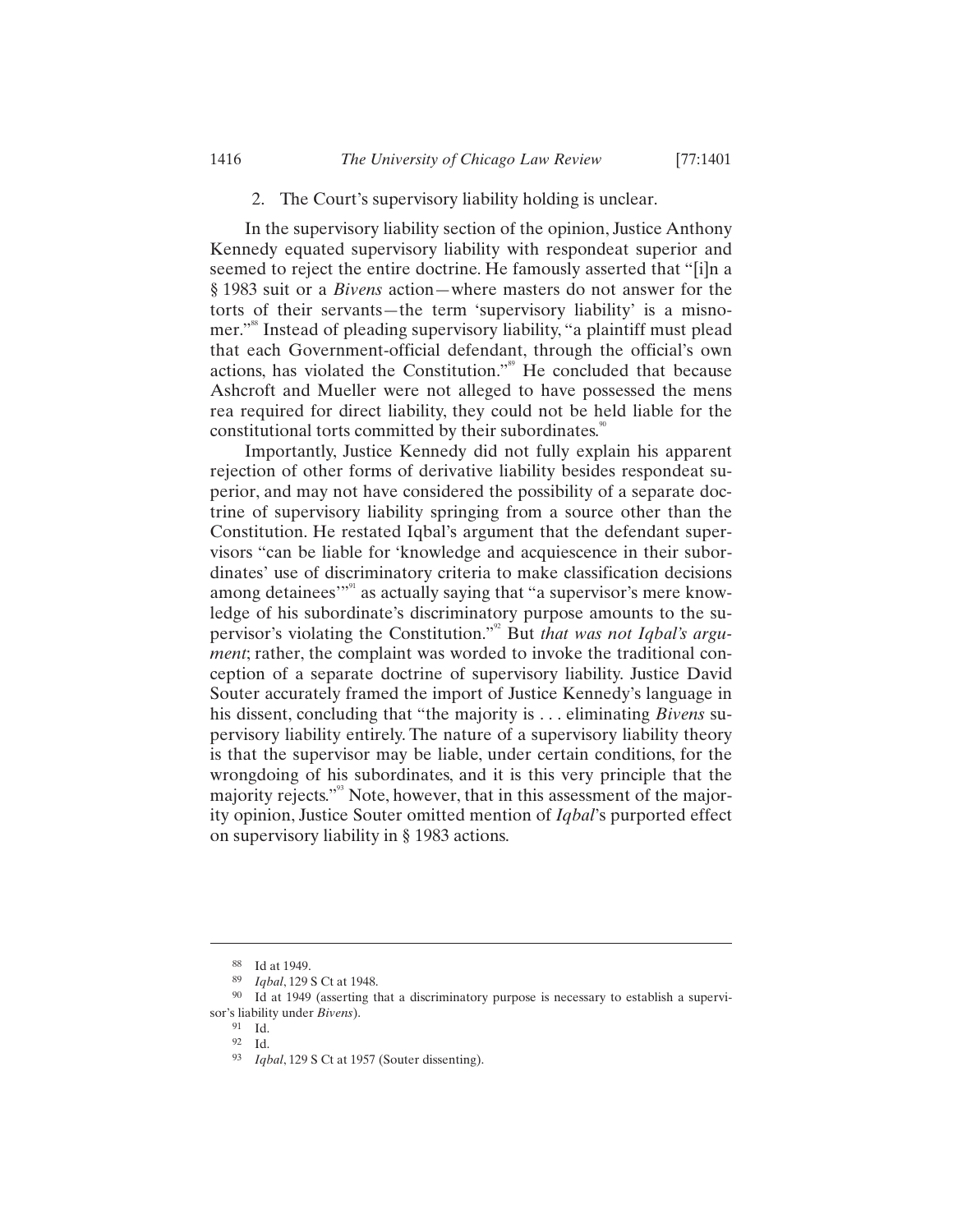2. The Court's supervisory liability holding is unclear.

In the supervisory liability section of the opinion, Justice Anthony Kennedy equated supervisory liability with respondeat superior and seemed to reject the entire doctrine. He famously asserted that "[i]n a § 1983 suit or a *Bivens* action—where masters do not answer for the torts of their servants—the term 'supervisory liability' is a misnomer."[88] Instead of pleading supervisory liability, "a plaintiff must plead that each Government-official defendant, through the official's own actions, has violated the Constitution."[89] He concluded that because Ashcroft and Mueller were not alleged to have possessed the mens rea required for direct liability, they could not be held liable for the constitutional torts committed by their subordinates.[90]

Importantly, Justice Kennedy did not fully explain his apparent rejection of other forms of derivative liability besides respondeat superior, and may not have considered the possibility of a separate doctrine of supervisory liability springing from a source other than the Constitution. He restated Iqbal's argument that the defendant supervisors "can be liable for 'knowledge and acquiescence in their subordinates' use of discriminatory criteria to make classification decisions among detainees'"[91] as actually saying that "a supervisor's mere knowledge of his subordinate's discriminatory purpose amounts to the supervisor's violating the Constitution."[92] But *that was not Iqbal's argument*; rather, the complaint was worded to invoke the traditional conception of a separate doctrine of supervisory liability. Justice David Souter accurately framed the import of Justice Kennedy's language in his dissent, concluding that "the majority is . . . eliminating *Bivens* supervisory liability entirely. The nature of a supervisory liability theory is that the supervisor may be liable, under certain conditions, for the wrongdoing of his subordinates, and it is this very principle that the majority rejects."[93] Note, however, that in this assessment of the majority opinion, Justice Souter omitted mention of *Iqbal*'s purported effect on supervisory liability in § 1983 actions.

---

[88] Id at 1949.

[89] *Iqbal*, 129 S Ct at 1948.

[90] Id at 1949 (asserting that a discriminatory purpose is necessary to establish a supervisor's liability under *Bivens*).

[91] Id.

[92] Id.

[93] *Iqbal*, 129 S Ct at 1957 (Souter dissenting).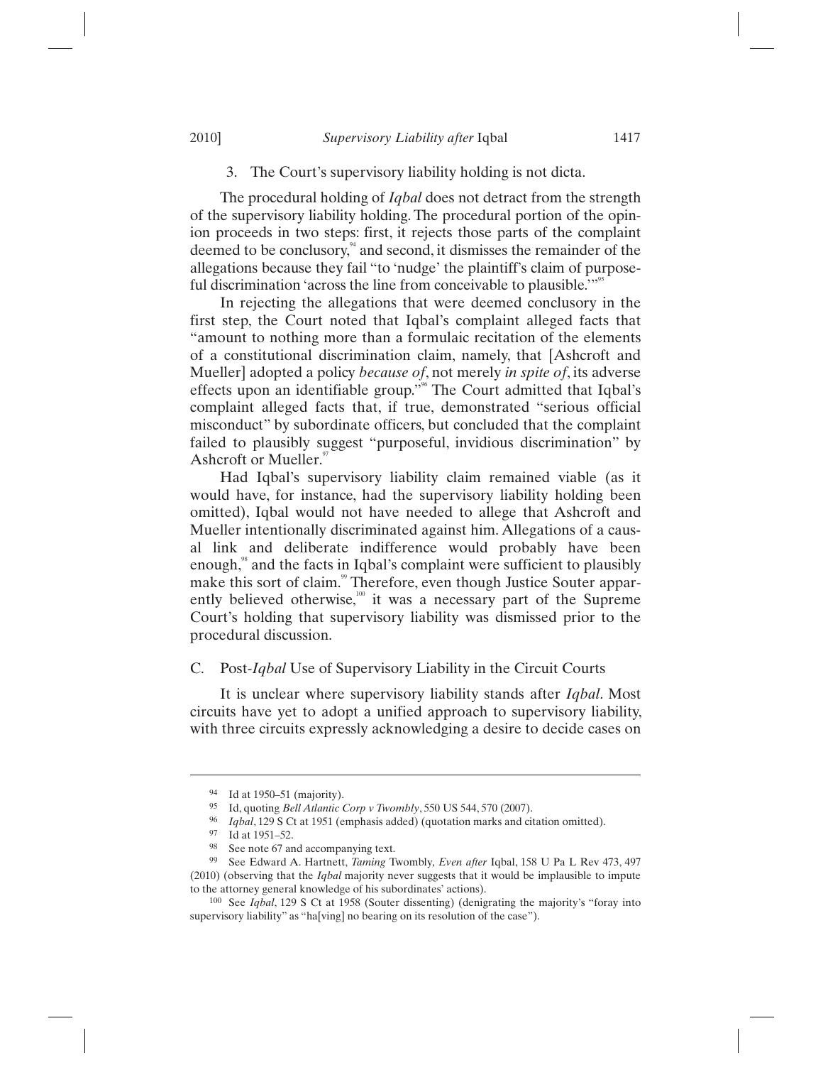### 3. The Court's supervisory liability holding is not dicta.

The procedural holding of *Iqbal* does not detract from the strength of the supervisory liability holding. The procedural portion of the opinion proceeds in two steps: first, it rejects those parts of the complaint deemed to be conclusory,[94] and second, it dismisses the remainder of the allegations because they fail "to 'nudge' the plaintiff's claim of purposeful discrimination 'across the line from conceivable to plausible.'"[95]

In rejecting the allegations that were deemed conclusory in the first step, the Court noted that Iqbal's complaint alleged facts that "amount to nothing more than a formulaic recitation of the elements of a constitutional discrimination claim, namely, that [Ashcroft and Mueller] adopted a policy *because of*, not merely *in spite of*, its adverse effects upon an identifiable group."[96] The Court admitted that Iqbal's complaint alleged facts that, if true, demonstrated "serious official misconduct" by subordinate officers, but concluded that the complaint failed to plausibly suggest "purposeful, invidious discrimination" by Ashcroft or Mueller.[97]

Had Iqbal's supervisory liability claim remained viable (as it would have, for instance, had the supervisory liability holding been omitted), Iqbal would not have needed to allege that Ashcroft and Mueller intentionally discriminated against him. Allegations of a causal link and deliberate indifference would probably have been enough,[98] and the facts in Iqbal's complaint were sufficient to plausibly make this sort of claim.[99] Therefore, even though Justice Souter apparently believed otherwise,[100] it was a necessary part of the Supreme Court's holding that supervisory liability was dismissed prior to the procedural discussion.

## C. Post-*Iqbal* Use of Supervisory Liability in the Circuit Courts

It is unclear where supervisory liability stands after *Iqbal*. Most circuits have yet to adopt a unified approach to supervisory liability, with three circuits expressly acknowledging a desire to decide cases on

---

94 Id at 1950–51 (majority).

95 Id, quoting *Bell Atlantic Corp v Twombly*, 550 US 544, 570 (2007).

96 *Iqbal*, 129 S Ct at 1951 (emphasis added) (quotation marks and citation omitted).

97 Id at 1951–52.

98 See note 67 and accompanying text.

99 See Edward A. Hartnett, *Taming* Twombly*, Even after* Iqbal, 158 U Pa L Rev 473, 497 (2010) (observing that the *Iqbal* majority never suggests that it would be implausible to impute to the attorney general knowledge of his subordinates' actions).

100 See *Iqbal*, 129 S Ct at 1958 (Souter dissenting) (denigrating the majority's "foray into supervisory liability" as "ha[ving] no bearing on its resolution of the case").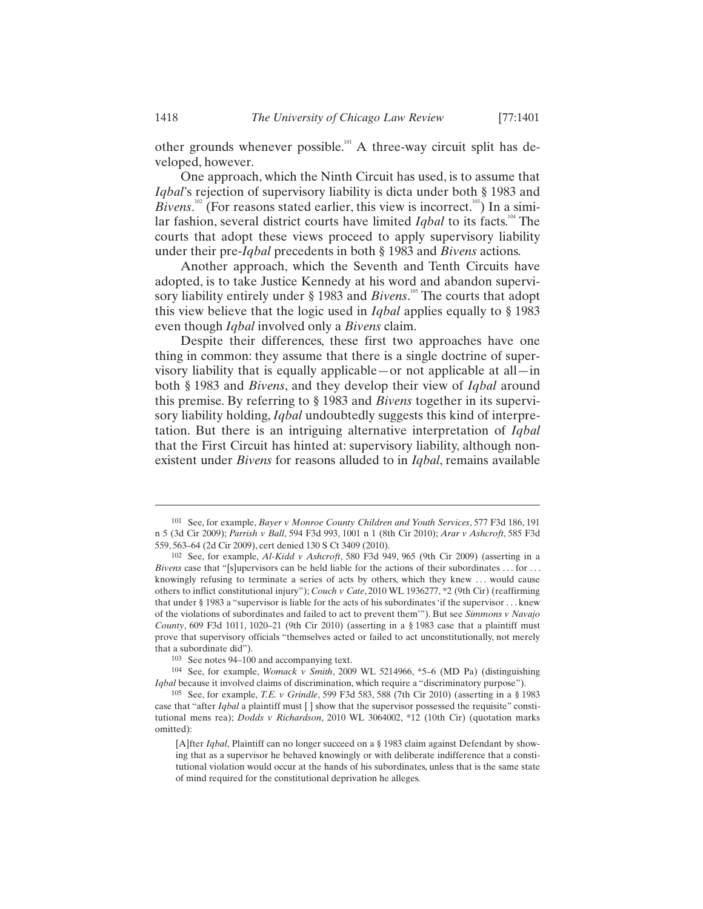other grounds whenever possible.[101] A three-way circuit split has developed, however.

One approach, which the Ninth Circuit has used, is to assume that *Iqbal*'s rejection of supervisory liability is dicta under both § 1983 and *Bivens*.[102] (For reasons stated earlier, this view is incorrect.[103]) In a similar fashion, several district courts have limited *Iqbal* to its facts.[104] The courts that adopt these views proceed to apply supervisory liability under their pre-*Iqbal* precedents in both § 1983 and *Bivens* actions.

Another approach, which the Seventh and Tenth Circuits have adopted, is to take Justice Kennedy at his word and abandon supervisory liability entirely under § 1983 and *Bivens*.[105] The courts that adopt this view believe that the logic used in *Iqbal* applies equally to § 1983 even though *Iqbal* involved only a *Bivens* claim.

Despite their differences, these first two approaches have one thing in common: they assume that there is a single doctrine of supervisory liability that is equally applicable—or not applicable at all—in both § 1983 and *Bivens*, and they develop their view of *Iqbal* around this premise. By referring to § 1983 and *Bivens* together in its supervisory liability holding, *Iqbal* undoubtedly suggests this kind of interpretation. But there is an intriguing alternative interpretation of *Iqbal* that the First Circuit has hinted at: supervisory liability, although nonexistent under *Bivens* for reasons alluded to in *Iqbal*, remains available

---

101 See, for example, *Bayer v Monroe County Children and Youth Services*, 577 F3d 186, 191 n 5 (3d Cir 2009); *Parrish v Ball*, 594 F3d 993, 1001 n 1 (8th Cir 2010); *Arar v Ashcroft*, 585 F3d 559, 563–64 (2d Cir 2009), cert denied 130 S Ct 3409 (2010).

102 See, for example, *Al-Kidd v Ashcroft*, 580 F3d 949, 965 (9th Cir 2009) (asserting in a *Bivens* case that "[s]upervisors can be held liable for the actions of their subordinates . . . for . . . knowingly refusing to terminate a series of acts by others, which they knew . . . would cause others to inflict constitutional injury"); *Couch v Cate*, 2010 WL 1936277, *2 (9th Cir) (reaffirming that under § 1983 a "supervisor is liable for the acts of his subordinates 'if the supervisor . . . knew of the violations of subordinates and failed to act to prevent them'"). But see *Simmons v Navajo County*, 609 F3d 1011, 1020–21 (9th Cir 2010) (asserting in a § 1983 case that a plaintiff must prove that supervisory officials "themselves acted or failed to act unconstitutionally, not merely that a subordinate did").

103 See notes 94–100 and accompanying text.

104 See, for example, *Womack v Smith*, 2009 WL 5214966, *5–6 (MD Pa) (distinguishing *Iqbal* because it involved claims of discrimination, which require a "discriminatory purpose").

105 See, for example, *T.E. v Grindle*, 599 F3d 583, 588 (7th Cir 2010) (asserting in a § 1983 case that "after *Iqbal* a plaintiff must [ ] show that the supervisor possessed the requisite" constitutional mens rea); *Dodds v Richardson*, 2010 WL 3064002, *12 (10th Cir) (quotation marks omitted):

> [A]fter *Iqbal*, Plaintiff can no longer succeed on a § 1983 claim against Defendant by showing that as a supervisor he behaved knowingly or with deliberate indifference that a constitutional violation would occur at the hands of his subordinates, unless that is the same state of mind required for the constitutional deprivation he alleges.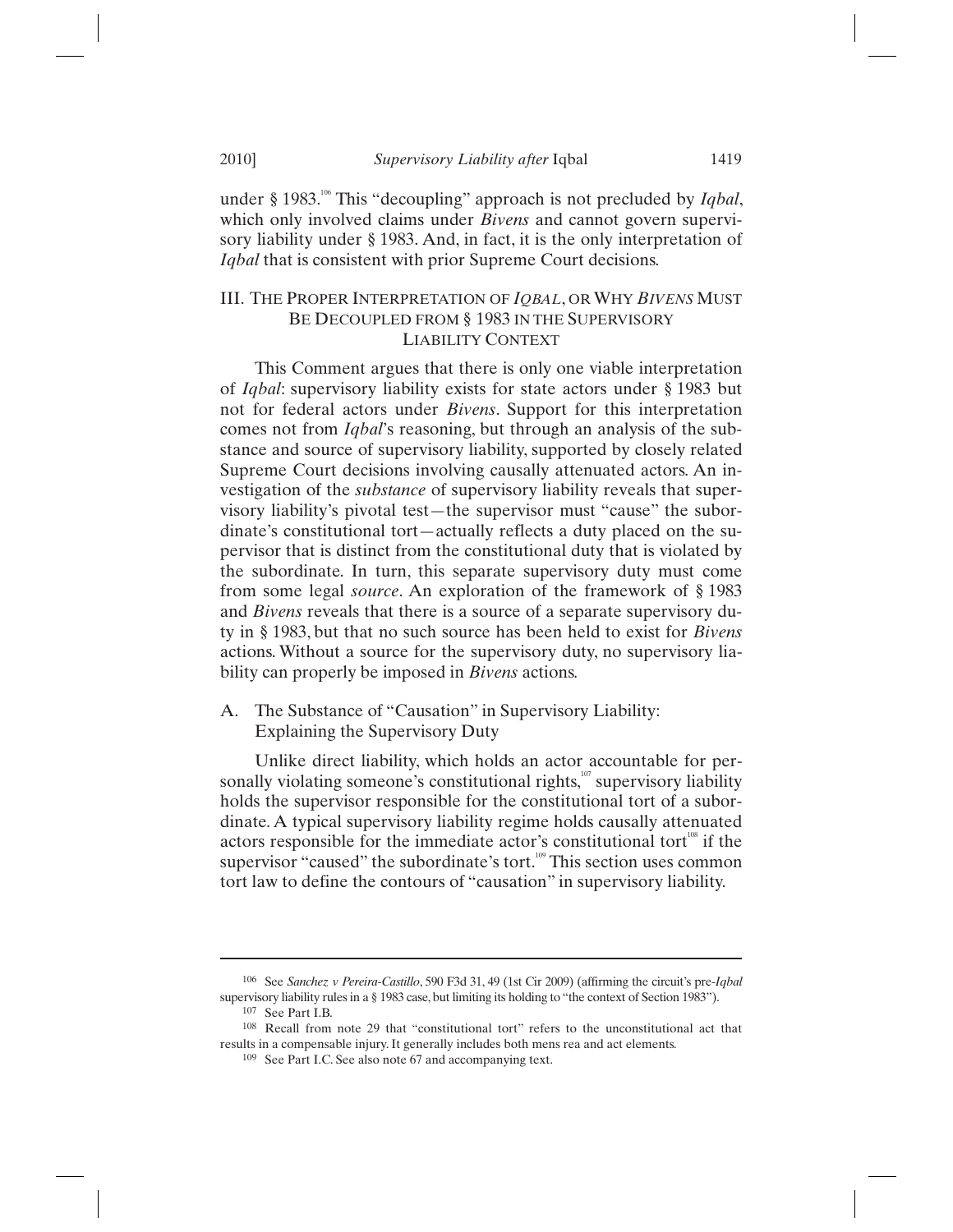under § 1983.[106] This "decoupling" approach is not precluded by *Iqbal*, which only involved claims under *Bivens* and cannot govern supervisory liability under § 1983. And, in fact, it is the only interpretation of *Iqbal* that is consistent with prior Supreme Court decisions.

## III. The Proper Interpretation of *Iqbal*, or Why *Bivens* Must Be Decoupled from § 1983 in the Supervisory Liability Context

This Comment argues that there is only one viable interpretation of *Iqbal*: supervisory liability exists for state actors under § 1983 but not for federal actors under *Bivens*. Support for this interpretation comes not from *Iqbal*'s reasoning, but through an analysis of the substance and source of supervisory liability, supported by closely related Supreme Court decisions involving causally attenuated actors. An investigation of the *substance* of supervisory liability reveals that supervisory liability's pivotal test—the supervisor must "cause" the subordinate's constitutional tort—actually reflects a duty placed on the supervisor that is distinct from the constitutional duty that is violated by the subordinate. In turn, this separate supervisory duty must come from some legal *source*. An exploration of the framework of § 1983 and *Bivens* reveals that there is a source of a separate supervisory duty in § 1983, but that no such source has been held to exist for *Bivens* actions. Without a source for the supervisory duty, no supervisory liability can properly be imposed in *Bivens* actions.

### A. The Substance of "Causation" in Supervisory Liability: Explaining the Supervisory Duty

Unlike direct liability, which holds an actor accountable for personally violating someone's constitutional rights,[107] supervisory liability holds the supervisor responsible for the constitutional tort of a subordinate. A typical supervisory liability regime holds causally attenuated actors responsible for the immediate actor's constitutional tort[108] if the supervisor "caused" the subordinate's tort.[109] This section uses common tort law to define the contours of "causation" in supervisory liability.

---

[106] See *Sanchez v Pereira-Castillo*, 590 F3d 31, 49 (1st Cir 2009) (affirming the circuit's pre-*Iqbal* supervisory liability rules in a § 1983 case, but limiting its holding to "the context of Section 1983").

[107] See Part I.B.

[108] Recall from note 29 that "constitutional tort" refers to the unconstitutional act that results in a compensable injury. It generally includes both mens rea and act elements.

[109] See Part I.C. See also note 67 and accompanying text.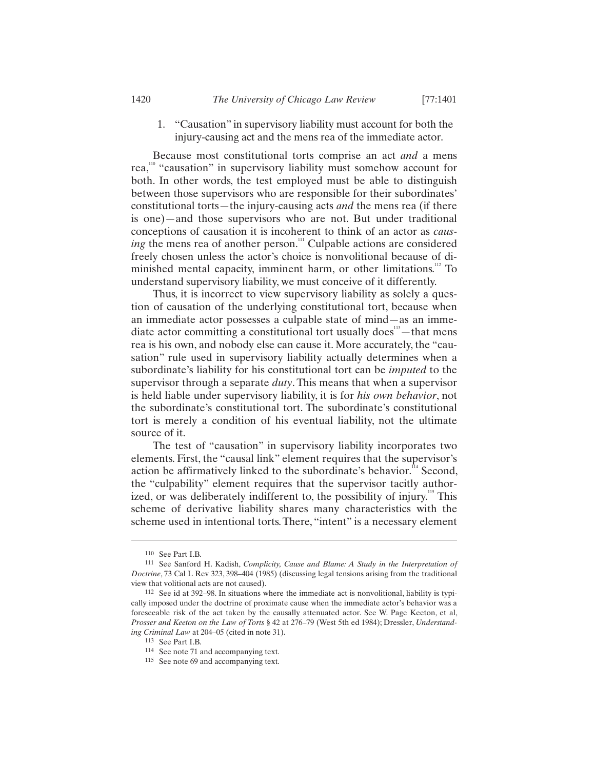1. "Causation" in supervisory liability must account for both the injury-causing act and the mens rea of the immediate actor.

Because most constitutional torts comprise an act *and* a mens rea,[110] "causation" in supervisory liability must somehow account for both. In other words, the test employed must be able to distinguish between those supervisors who are responsible for their subordinates' constitutional torts—the injury-causing acts *and* the mens rea (if there is one)—and those supervisors who are not. But under traditional conceptions of causation it is incoherent to think of an actor as *causing* the mens rea of another person.[111] Culpable actions are considered freely chosen unless the actor's choice is nonvolitional because of diminished mental capacity, imminent harm, or other limitations.[112] To understand supervisory liability, we must conceive of it differently.

Thus, it is incorrect to view supervisory liability as solely a question of causation of the underlying constitutional tort, because when an immediate actor possesses a culpable state of mind—as an immediate actor committing a constitutional tort usually does[113]—that mens rea is his own, and nobody else can cause it. More accurately, the "causation" rule used in supervisory liability actually determines when a subordinate's liability for his constitutional tort can be *imputed* to the supervisor through a separate *duty*. This means that when a supervisor is held liable under supervisory liability, it is for *his own behavior*, not the subordinate's constitutional tort. The subordinate's constitutional tort is merely a condition of his eventual liability, not the ultimate source of it.

The test of "causation" in supervisory liability incorporates two elements. First, the "causal link" element requires that the supervisor's action be affirmatively linked to the subordinate's behavior.[114] Second, the "culpability" element requires that the supervisor tacitly authorized, or was deliberately indifferent to, the possibility of injury.[115] This scheme of derivative liability shares many characteristics with the scheme used in intentional torts. There, "intent" is a necessary element

---

110 See Part I.B.

111 See Sanford H. Kadish, *Complicity, Cause and Blame: A Study in the Interpretation of Doctrine*, 73 Cal L Rev 323, 398–404 (1985) (discussing legal tensions arising from the traditional view that volitional acts are not caused).

112 See id at 392–98. In situations where the immediate act is nonvolitional, liability is typically imposed under the doctrine of proximate cause when the immediate actor's behavior was a foreseeable risk of the act taken by the causally attenuated actor. See W. Page Keeton, et al, *Prosser and Keeton on the Law of Torts* § 42 at 276–79 (West 5th ed 1984); Dressler, *Understanding Criminal Law* at 204–05 (cited in note 31).

113 See Part I.B.

114 See note 71 and accompanying text.

115 See note 69 and accompanying text.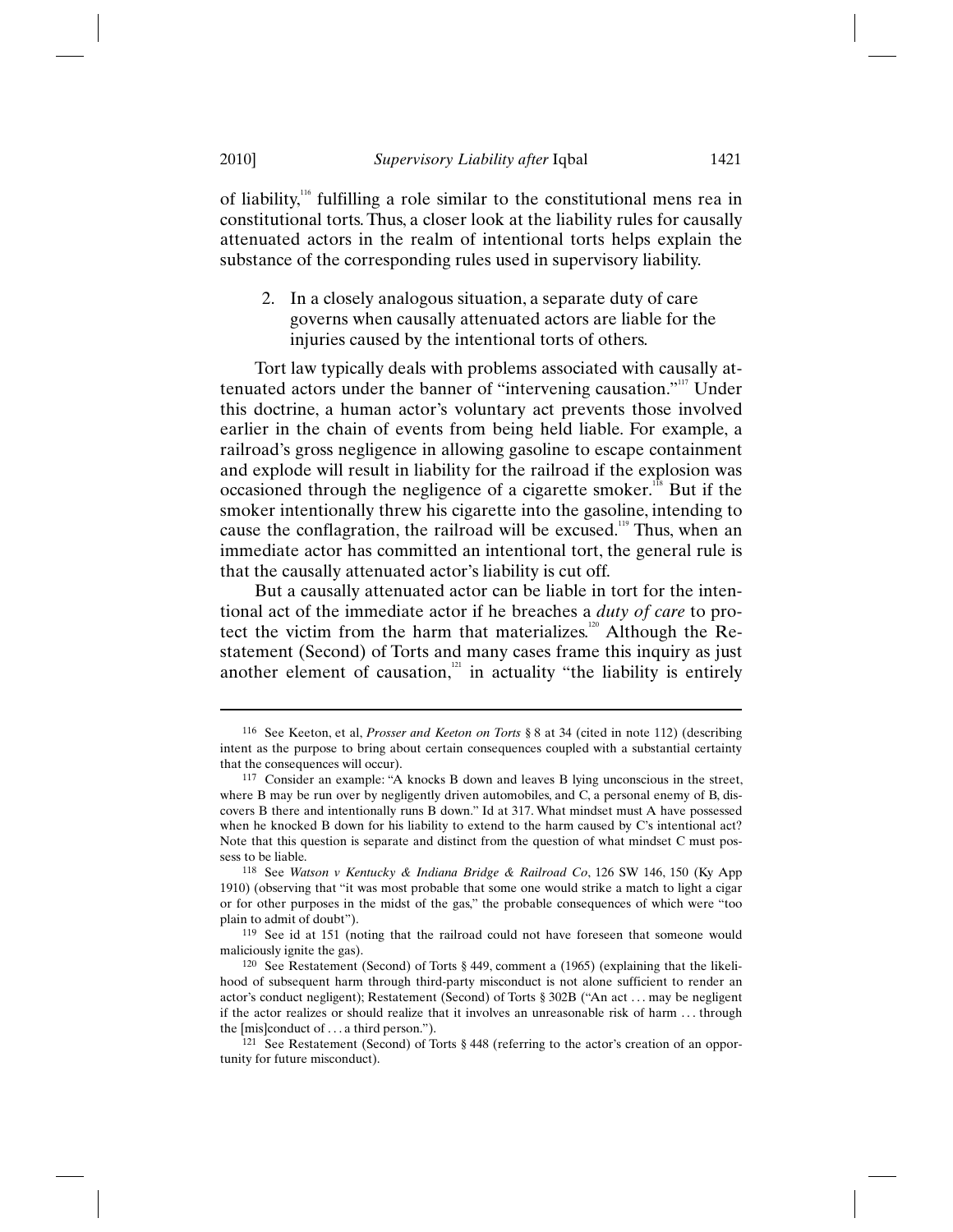of liability,[116] fulfilling a role similar to the constitutional mens rea in constitutional torts. Thus, a closer look at the liability rules for causally attenuated actors in the realm of intentional torts helps explain the substance of the corresponding rules used in supervisory liability.

### 2. In a closely analogous situation, a separate duty of care governs when causally attenuated actors are liable for the injuries caused by the intentional torts of others.

Tort law typically deals with problems associated with causally attenuated actors under the banner of "intervening causation."[117] Under this doctrine, a human actor's voluntary act prevents those involved earlier in the chain of events from being held liable. For example, a railroad's gross negligence in allowing gasoline to escape containment and explode will result in liability for the railroad if the explosion was occasioned through the negligence of a cigarette smoker.[118] But if the smoker intentionally threw his cigarette into the gasoline, intending to cause the conflagration, the railroad will be excused.[119] Thus, when an immediate actor has committed an intentional tort, the general rule is that the causally attenuated actor's liability is cut off.

But a causally attenuated actor can be liable in tort for the intentional act of the immediate actor if he breaches a *duty of care* to protect the victim from the harm that materializes.[120] Although the Restatement (Second) of Torts and many cases frame this inquiry as just another element of causation,[121] in actuality "the liability is entirely

---

116 See Keeton, et al, *Prosser and Keeton on Torts* § 8 at 34 (cited in note 112) (describing intent as the purpose to bring about certain consequences coupled with a substantial certainty that the consequences will occur).

117 Consider an example: "A knocks B down and leaves B lying unconscious in the street, where B may be run over by negligently driven automobiles, and C, a personal enemy of B, discovers B there and intentionally runs B down." Id at 317. What mindset must A have possessed when he knocked B down for his liability to extend to the harm caused by C's intentional act? Note that this question is separate and distinct from the question of what mindset C must possess to be liable.

118 See *Watson v Kentucky & Indiana Bridge & Railroad Co*, 126 SW 146, 150 (Ky App 1910) (observing that "it was most probable that some one would strike a match to light a cigar or for other purposes in the midst of the gas," the probable consequences of which were "too plain to admit of doubt").

119 See id at 151 (noting that the railroad could not have foreseen that someone would maliciously ignite the gas).

120 See Restatement (Second) of Torts § 449, comment a (1965) (explaining that the likelihood of subsequent harm through third-party misconduct is not alone sufficient to render an actor's conduct negligent); Restatement (Second) of Torts § 302B ("An act . . . may be negligent if the actor realizes or should realize that it involves an unreasonable risk of harm . . . through the [mis]conduct of . . . a third person.").

121 See Restatement (Second) of Torts § 448 (referring to the actor's creation of an opportunity for future misconduct).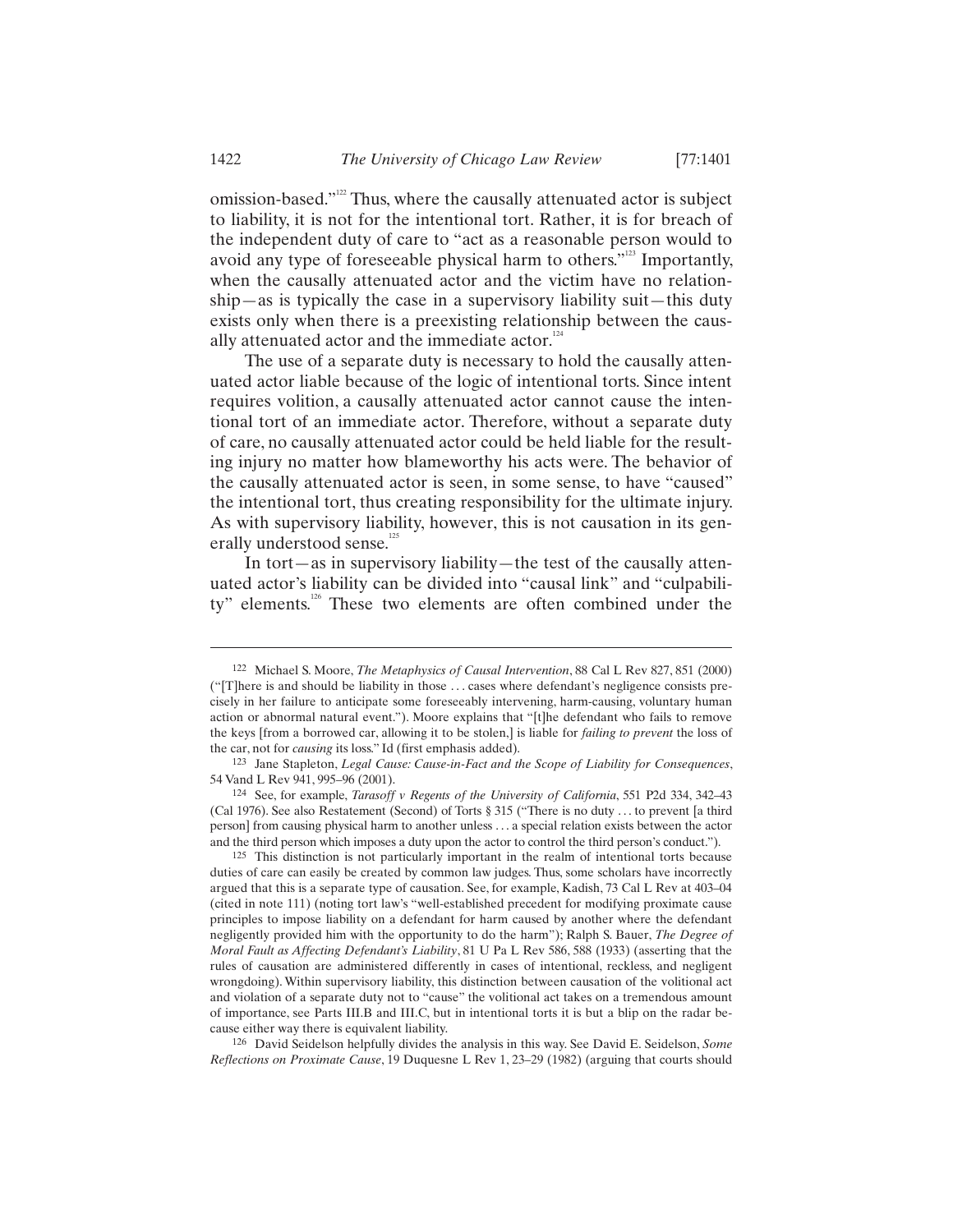omission-based."[122] Thus, where the causally attenuated actor is subject to liability, it is not for the intentional tort. Rather, it is for breach of the independent duty of care to "act as a reasonable person would to avoid any type of foreseeable physical harm to others."[123] Importantly, when the causally attenuated actor and the victim have no relationship—as is typically the case in a supervisory liability suit—this duty exists only when there is a preexisting relationship between the causally attenuated actor and the immediate actor.[124]

The use of a separate duty is necessary to hold the causally attenuated actor liable because of the logic of intentional torts. Since intent requires volition, a causally attenuated actor cannot cause the intentional tort of an immediate actor. Therefore, without a separate duty of care, no causally attenuated actor could be held liable for the resulting injury no matter how blameworthy his acts were. The behavior of the causally attenuated actor is seen, in some sense, to have "caused" the intentional tort, thus creating responsibility for the ultimate injury. As with supervisory liability, however, this is not causation in its generally understood sense.[125]

In tort—as in supervisory liability—the test of the causally attenuated actor's liability can be divided into "causal link" and "culpability" elements.[126] These two elements are often combined under the

---

122 Michael S. Moore, *The Metaphysics of Causal Intervention*, 88 Cal L Rev 827, 851 (2000) ("[T]here is and should be liability in those . . . cases where defendant's negligence consists precisely in her failure to anticipate some foreseeably intervening, harm-causing, voluntary human action or abnormal natural event."). Moore explains that "[t]he defendant who fails to remove the keys [from a borrowed car, allowing it to be stolen,] is liable for *failing to prevent* the loss of the car, not for *causing* its loss." Id (first emphasis added).

123 Jane Stapleton, *Legal Cause: Cause-in-Fact and the Scope of Liability for Consequences*, 54 Vand L Rev 941, 995–96 (2001).

124 See, for example, *Tarasoff v Regents of the University of California*, 551 P2d 334, 342–43 (Cal 1976). See also Restatement (Second) of Torts § 315 ("There is no duty . . . to prevent [a third person] from causing physical harm to another unless . . . a special relation exists between the actor and the third person which imposes a duty upon the actor to control the third person's conduct.").

125 This distinction is not particularly important in the realm of intentional torts because duties of care can easily be created by common law judges. Thus, some scholars have incorrectly argued that this is a separate type of causation. See, for example, Kadish, 73 Cal L Rev at 403–04 (cited in note 111) (noting tort law's "well-established precedent for modifying proximate cause principles to impose liability on a defendant for harm caused by another where the defendant negligently provided him with the opportunity to do the harm"); Ralph S. Bauer, *The Degree of Moral Fault as Affecting Defendant's Liability*, 81 U Pa L Rev 586, 588 (1933) (asserting that the rules of causation are administered differently in cases of intentional, reckless, and negligent wrongdoing). Within supervisory liability, this distinction between causation of the volitional act and violation of a separate duty not to "cause" the volitional act takes on a tremendous amount of importance, see Parts III.B and III.C, but in intentional torts it is but a blip on the radar because either way there is equivalent liability.

126 David Seidelson helpfully divides the analysis in this way. See David E. Seidelson, *Some Reflections on Proximate Cause*, 19 Duquesne L Rev 1, 23–29 (1982) (arguing that courts should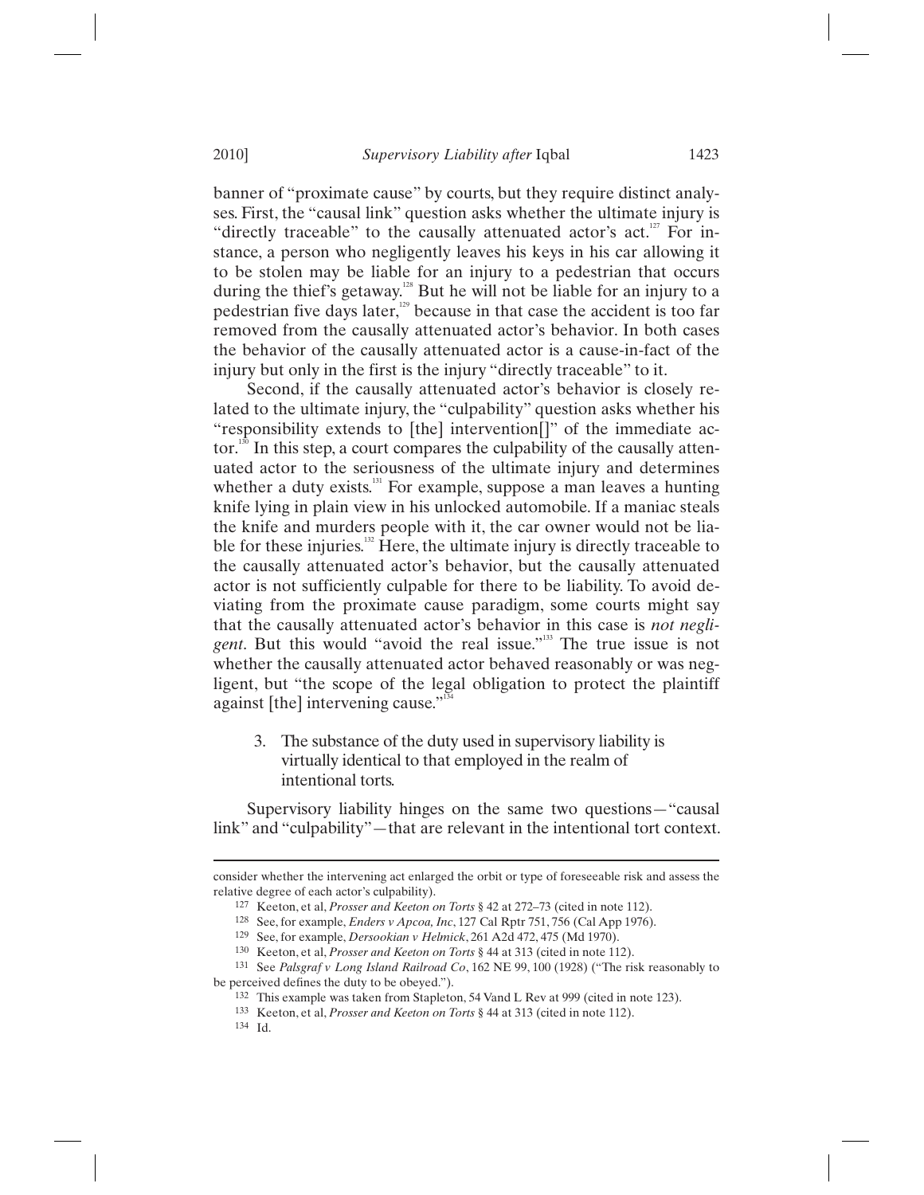banner of "proximate cause" by courts, but they require distinct analyses. First, the "causal link" question asks whether the ultimate injury is "directly traceable" to the causally attenuated actor's act.[127] For instance, a person who negligently leaves his keys in his car allowing it to be stolen may be liable for an injury to a pedestrian that occurs during the thief's getaway.[128] But he will not be liable for an injury to a pedestrian five days later,[129] because in that case the accident is too far removed from the causally attenuated actor's behavior. In both cases the behavior of the causally attenuated actor is a cause-in-fact of the injury but only in the first is the injury "directly traceable" to it.

Second, if the causally attenuated actor's behavior is closely related to the ultimate injury, the "culpability" question asks whether his "responsibility extends to [the] intervention[]" of the immediate actor.[130] In this step, a court compares the culpability of the causally attenuated actor to the seriousness of the ultimate injury and determines whether a duty exists.[131] For example, suppose a man leaves a hunting knife lying in plain view in his unlocked automobile. If a maniac steals the knife and murders people with it, the car owner would not be liable for these injuries.[132] Here, the ultimate injury is directly traceable to the causally attenuated actor's behavior, but the causally attenuated actor is not sufficiently culpable for there to be liability. To avoid deviating from the proximate cause paradigm, some courts might say that the causally attenuated actor's behavior in this case is *not negligent*. But this would "avoid the real issue."[133] The true issue is not whether the causally attenuated actor behaved reasonably or was negligent, but "the scope of the legal obligation to protect the plaintiff against [the] intervening cause."[134]

3. The substance of the duty used in supervisory liability is virtually identical to that employed in the realm of intentional torts.

Supervisory liability hinges on the same two questions—"causal link" and "culpability"—that are relevant in the intentional tort context.

---

consider whether the intervening act enlarged the orbit or type of foreseeable risk and assess the relative degree of each actor's culpability).

[127] Keeton, et al, *Prosser and Keeton on Torts* § 42 at 272–73 (cited in note 112).

[128] See, for example, *Enders v Apcoa, Inc*, 127 Cal Rptr 751, 756 (Cal App 1976).

[129] See, for example, *Dersookian v Helmick*, 261 A2d 472, 475 (Md 1970).

[130] Keeton, et al, *Prosser and Keeton on Torts* § 44 at 313 (cited in note 112).

[131] See *Palsgraf v Long Island Railroad Co*, 162 NE 99, 100 (1928) ("The risk reasonably to be perceived defines the duty to be obeyed.").

[132] This example was taken from Stapleton, 54 Vand L Rev at 999 (cited in note 123).

[133] Keeton, et al, *Prosser and Keeton on Torts* § 44 at 313 (cited in note 112).

[134] Id.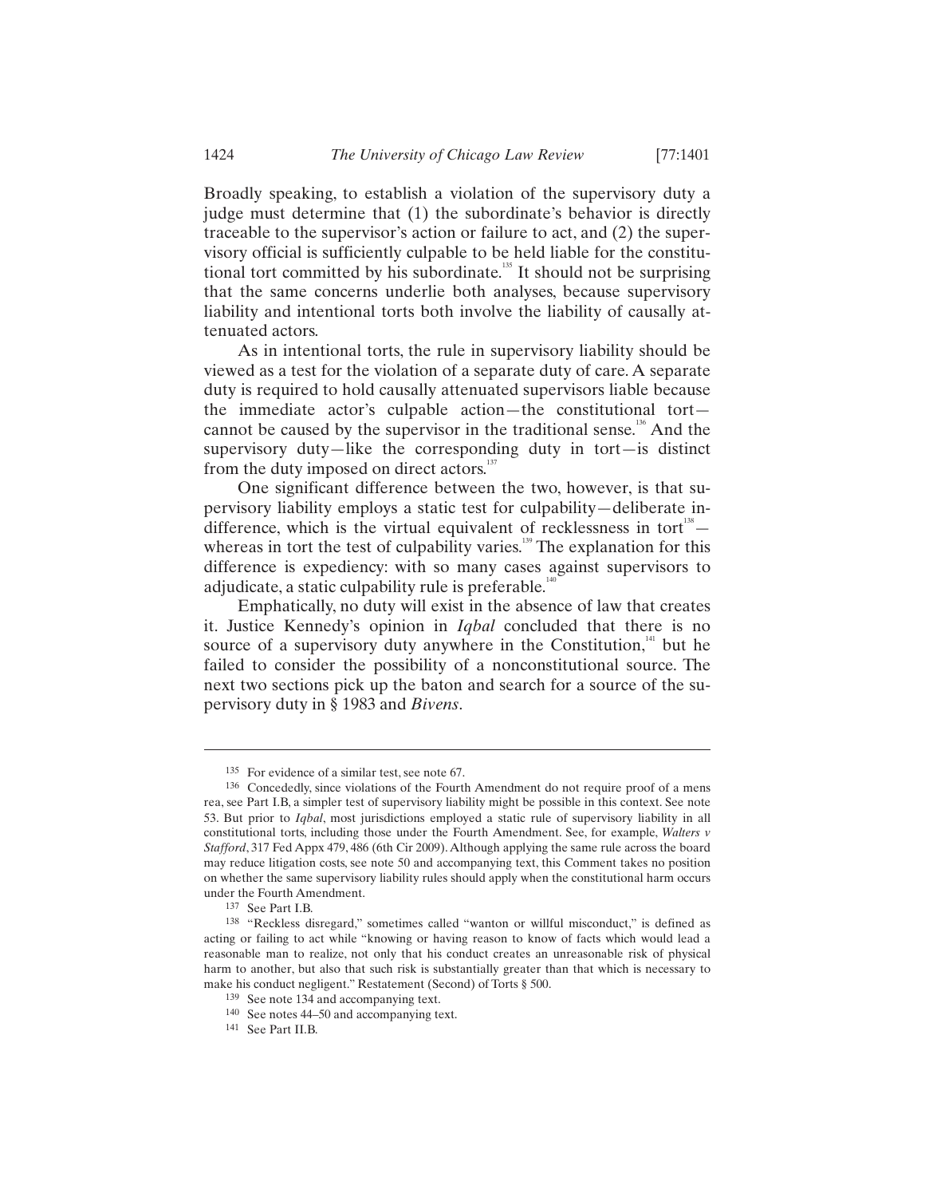Broadly speaking, to establish a violation of the supervisory duty a judge must determine that (1) the subordinate's behavior is directly traceable to the supervisor's action or failure to act, and (2) the supervisory official is sufficiently culpable to be held liable for the constitutional tort committed by his subordinate.[135] It should not be surprising that the same concerns underlie both analyses, because supervisory liability and intentional torts both involve the liability of causally attenuated actors.

As in intentional torts, the rule in supervisory liability should be viewed as a test for the violation of a separate duty of care. A separate duty is required to hold causally attenuated supervisors liable because the immediate actor's culpable action—the constitutional tort—cannot be caused by the supervisor in the traditional sense.[136] And the supervisory duty—like the corresponding duty in tort—is distinct from the duty imposed on direct actors.[137]

One significant difference between the two, however, is that supervisory liability employs a static test for culpability—deliberate indifference, which is the virtual equivalent of recklessness in tort[138]—whereas in tort the test of culpability varies.[139] The explanation for this difference is expediency: with so many cases against supervisors to adjudicate, a static culpability rule is preferable.[140]

Emphatically, no duty will exist in the absence of law that creates it. Justice Kennedy's opinion in *Iqbal* concluded that there is no source of a supervisory duty anywhere in the Constitution,[141] but he failed to consider the possibility of a nonconstitutional source. The next two sections pick up the baton and search for a source of the supervisory duty in § 1983 and *Bivens*.

---

[135] For evidence of a similar test, see note 67.

[136] Concededly, since violations of the Fourth Amendment do not require proof of a mens rea, see Part I.B, a simpler test of supervisory liability might be possible in this context. See note 53. But prior to *Iqbal*, most jurisdictions employed a static rule of supervisory liability in all constitutional torts, including those under the Fourth Amendment. See, for example, *Walters v Stafford*, 317 Fed Appx 479, 486 (6th Cir 2009). Although applying the same rule across the board may reduce litigation costs, see note 50 and accompanying text, this Comment takes no position on whether the same supervisory liability rules should apply when the constitutional harm occurs under the Fourth Amendment.

[137] See Part I.B.

[138] "Reckless disregard," sometimes called "wanton or willful misconduct," is defined as acting or failing to act while "knowing or having reason to know of facts which would lead a reasonable man to realize, not only that his conduct creates an unreasonable risk of physical harm to another, but also that such risk is substantially greater than that which is necessary to make his conduct negligent." Restatement (Second) of Torts § 500.

[139] See note 134 and accompanying text.

[140] See notes 44–50 and accompanying text.

[141] See Part II.B.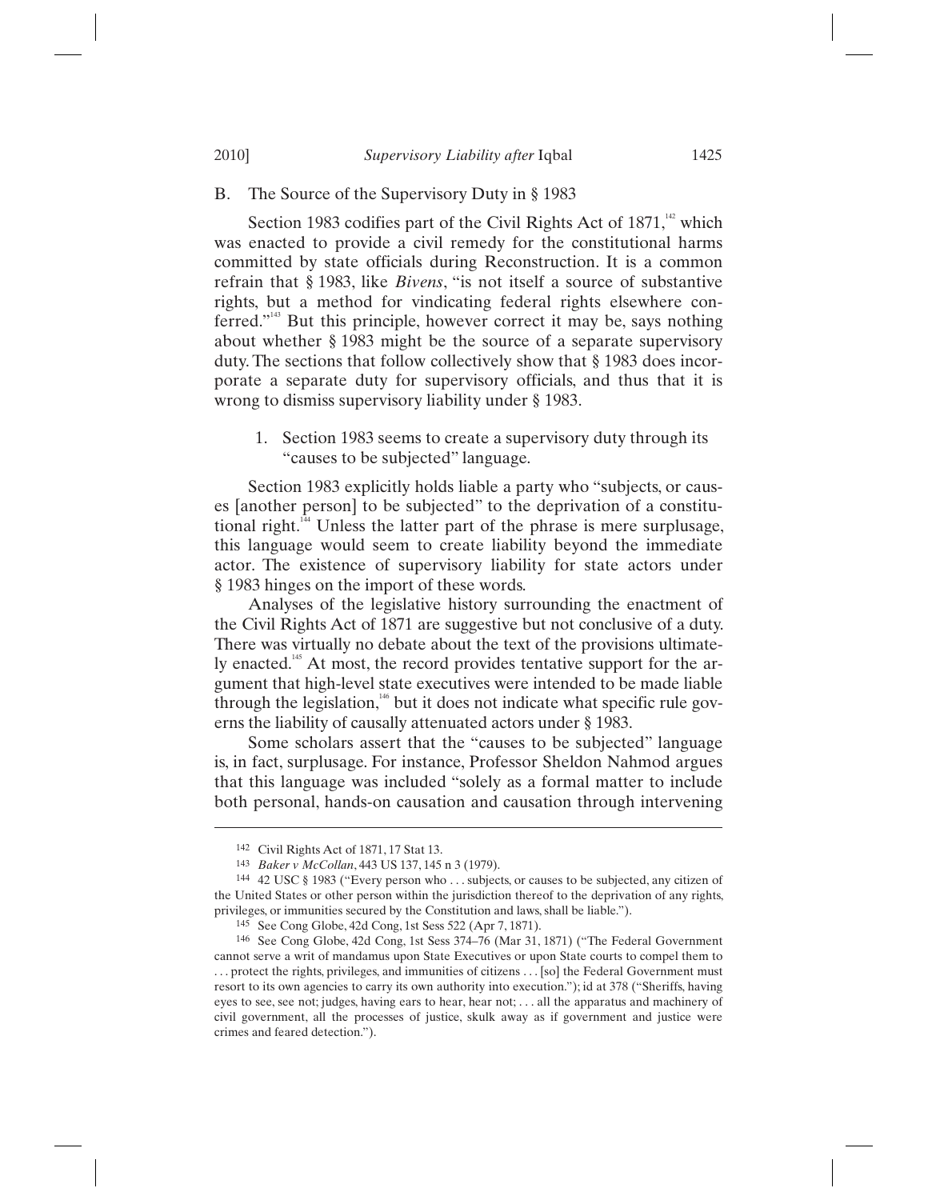## B. The Source of the Supervisory Duty in § 1983

Section 1983 codifies part of the Civil Rights Act of 1871,[142] which was enacted to provide a civil remedy for the constitutional harms committed by state officials during Reconstruction. It is a common refrain that § 1983, like *Bivens*, "is not itself a source of substantive rights, but a method for vindicating federal rights elsewhere conferred."[143] But this principle, however correct it may be, says nothing about whether § 1983 might be the source of a separate supervisory duty. The sections that follow collectively show that § 1983 does incorporate a separate duty for supervisory officials, and thus that it is wrong to dismiss supervisory liability under § 1983.

### 1. Section 1983 seems to create a supervisory duty through its "causes to be subjected" language.

Section 1983 explicitly holds liable a party who "subjects, or causes [another person] to be subjected" to the deprivation of a constitutional right.[144] Unless the latter part of the phrase is mere surplusage, this language would seem to create liability beyond the immediate actor. The existence of supervisory liability for state actors under § 1983 hinges on the import of these words.

Analyses of the legislative history surrounding the enactment of the Civil Rights Act of 1871 are suggestive but not conclusive of a duty. There was virtually no debate about the text of the provisions ultimately enacted.[145] At most, the record provides tentative support for the argument that high-level state executives were intended to be made liable through the legislation,[146] but it does not indicate what specific rule governs the liability of causally attenuated actors under § 1983.

Some scholars assert that the "causes to be subjected" language is, in fact, surplusage. For instance, Professor Sheldon Nahmod argues that this language was included "solely as a formal matter to include both personal, hands-on causation and causation through intervening

---

142 Civil Rights Act of 1871, 17 Stat 13.

143 *Baker v McCollan*, 443 US 137, 145 n 3 (1979).

144 42 USC § 1983 ("Every person who . . . subjects, or causes to be subjected, any citizen of the United States or other person within the jurisdiction thereof to the deprivation of any rights, privileges, or immunities secured by the Constitution and laws, shall be liable.").

145 See Cong Globe, 42d Cong, 1st Sess 522 (Apr 7, 1871).

146 See Cong Globe, 42d Cong, 1st Sess 374–76 (Mar 31, 1871) ("The Federal Government cannot serve a writ of mandamus upon State Executives or upon State courts to compel them to . . . protect the rights, privileges, and immunities of citizens . . . [so] the Federal Government must resort to its own agencies to carry its own authority into execution."); id at 378 ("Sheriffs, having eyes to see, see not; judges, having ears to hear, hear not; . . . all the apparatus and machinery of civil government, all the processes of justice, skulk away as if government and justice were crimes and feared detection.").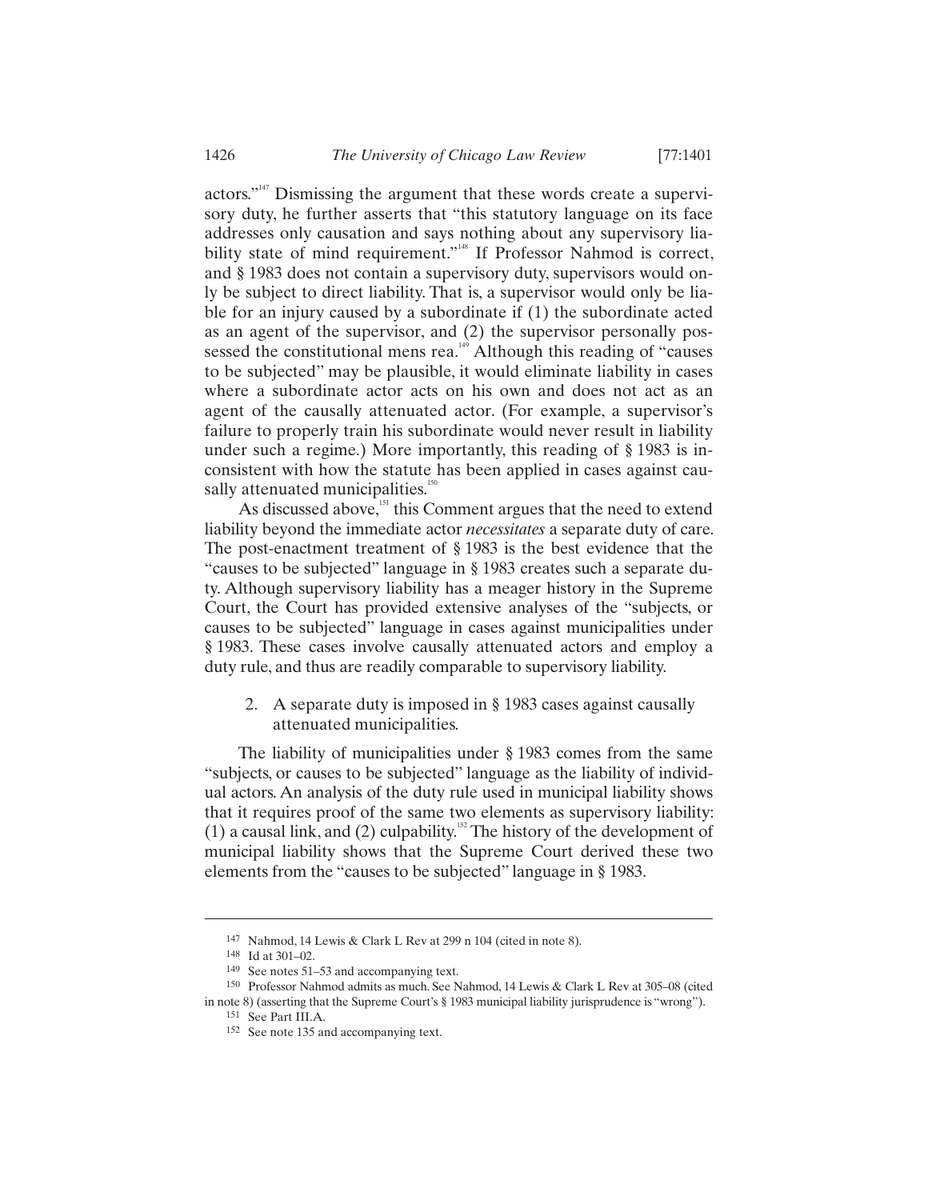actors."[147] Dismissing the argument that these words create a supervisory duty, he further asserts that "this statutory language on its face addresses only causation and says nothing about any supervisory liability state of mind requirement."[148] If Professor Nahmod is correct, and § 1983 does not contain a supervisory duty, supervisors would only be subject to direct liability. That is, a supervisor would only be liable for an injury caused by a subordinate if (1) the subordinate acted as an agent of the supervisor, and (2) the supervisor personally possessed the constitutional mens rea.[149] Although this reading of "causes to be subjected" may be plausible, it would eliminate liability in cases where a subordinate actor acts on his own and does not act as an agent of the causally attenuated actor. (For example, a supervisor's failure to properly train his subordinate would never result in liability under such a regime.) More importantly, this reading of § 1983 is inconsistent with how the statute has been applied in cases against causally attenuated municipalities.[150]

As discussed above,[151] this Comment argues that the need to extend liability beyond the immediate actor *necessitates* a separate duty of care. The post-enactment treatment of § 1983 is the best evidence that the "causes to be subjected" language in § 1983 creates such a separate duty. Although supervisory liability has a meager history in the Supreme Court, the Court has provided extensive analyses of the "subjects, or causes to be subjected" language in cases against municipalities under § 1983. These cases involve causally attenuated actors and employ a duty rule, and thus are readily comparable to supervisory liability.

2. A separate duty is imposed in § 1983 cases against causally attenuated municipalities.

The liability of municipalities under § 1983 comes from the same "subjects, or causes to be subjected" language as the liability of individual actors. An analysis of the duty rule used in municipal liability shows that it requires proof of the same two elements as supervisory liability: (1) a causal link, and (2) culpability.[152] The history of the development of municipal liability shows that the Supreme Court derived these two elements from the "causes to be subjected" language in § 1983.

---

147 Nahmod, 14 Lewis & Clark L Rev at 299 n 104 (cited in note 8).

148 Id at 301–02.

149 See notes 51–53 and accompanying text.

150 Professor Nahmod admits as much. See Nahmod, 14 Lewis & Clark L Rev at 305–08 (cited in note 8) (asserting that the Supreme Court's § 1983 municipal liability jurisprudence is "wrong").

151 See Part III.A.

152 See note 135 and accompanying text.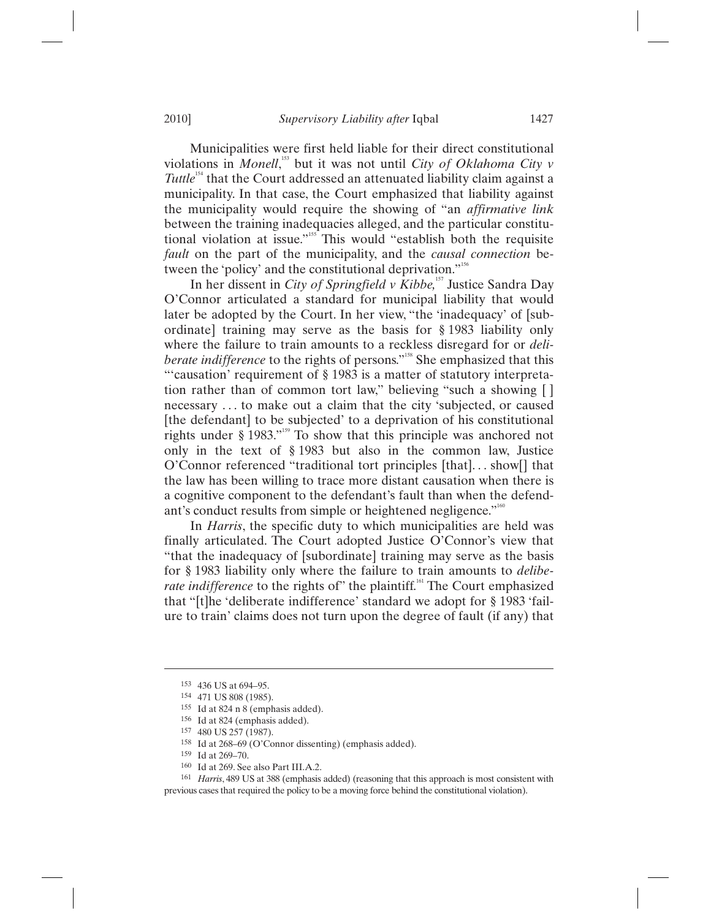Municipalities were first held liable for their direct constitutional violations in *Monell*,[153] but it was not until *City of Oklahoma City v Tuttle*[154] that the Court addressed an attenuated liability claim against a municipality. In that case, the Court emphasized that liability against the municipality would require the showing of "an *affirmative link* between the training inadequacies alleged, and the particular constitutional violation at issue."[155] This would "establish both the requisite *fault* on the part of the municipality, and the *causal connection* between the 'policy' and the constitutional deprivation."[156]

In her dissent in *City of Springfield v Kibbe,*[157] Justice Sandra Day O'Connor articulated a standard for municipal liability that would later be adopted by the Court. In her view, "the 'inadequacy' of [subordinate] training may serve as the basis for § 1983 liability only where the failure to train amounts to a reckless disregard for or *deliberate indifference* to the rights of persons."[158] She emphasized that this "'causation' requirement of § 1983 is a matter of statutory interpretation rather than of common tort law," believing "such a showing [ ] necessary . . . to make out a claim that the city 'subjected, or caused [the defendant] to be subjected' to a deprivation of his constitutional rights under § 1983."[159] To show that this principle was anchored not only in the text of § 1983 but also in the common law, Justice O'Connor referenced "traditional tort principles [that]. . . show[] that the law has been willing to trace more distant causation when there is a cognitive component to the defendant's fault than when the defendant's conduct results from simple or heightened negligence."[160]

In *Harris*, the specific duty to which municipalities are held was finally articulated. The Court adopted Justice O'Connor's view that "that the inadequacy of [subordinate] training may serve as the basis for § 1983 liability only where the failure to train amounts to *deliberate indifference* to the rights of" the plaintiff.[161] The Court emphasized that "[t]he 'deliberate indifference' standard we adopt for § 1983 'failure to train' claims does not turn upon the degree of fault (if any) that

---

153 436 US at 694–95.

154 471 US 808 (1985).

155 Id at 824 n 8 (emphasis added).

156 Id at 824 (emphasis added).

157 480 US 257 (1987).

158 Id at 268–69 (O'Connor dissenting) (emphasis added).

159 Id at 269–70.

160 Id at 269. See also Part III.A.2.

161 *Harris*, 489 US at 388 (emphasis added) (reasoning that this approach is most consistent with previous cases that required the policy to be a moving force behind the constitutional violation).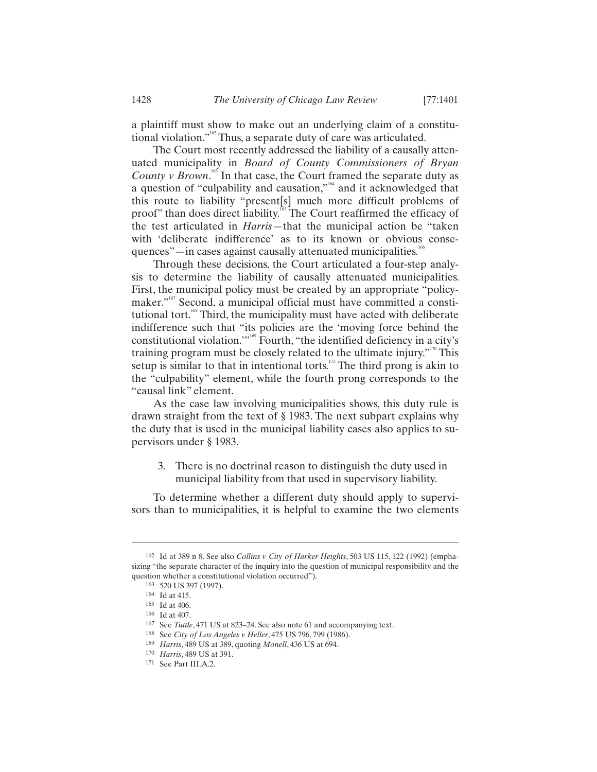a plaintiff must show to make out an underlying claim of a constitutional violation."[162] Thus, a separate duty of care was articulated.

The Court most recently addressed the liability of a causally attenuated municipality in *Board of County Commissioners of Bryan County v Brown*.[163] In that case, the Court framed the separate duty as a question of "culpability and causation,"[164] and it acknowledged that this route to liability "present[s] much more difficult problems of proof" than does direct liability.[165] The Court reaffirmed the efficacy of the test articulated in *Harris*—that the municipal action be "taken with 'deliberate indifference' as to its known or obvious consequences"—in cases against causally attenuated municipalities.[166]

Through these decisions, the Court articulated a four-step analysis to determine the liability of causally attenuated municipalities. First, the municipal policy must be created by an appropriate "policymaker."[167] Second, a municipal official must have committed a constitutional tort.[168] Third, the municipality must have acted with deliberate indifference such that "its policies are the 'moving force behind the constitutional violation.'"[169] Fourth, "the identified deficiency in a city's training program must be closely related to the ultimate injury."[170] This setup is similar to that in intentional torts.[171] The third prong is akin to the "culpability" element, while the fourth prong corresponds to the "causal link" element.

As the case law involving municipalities shows, this duty rule is drawn straight from the text of § 1983. The next subpart explains why the duty that is used in the municipal liability cases also applies to supervisors under § 1983.

### 3. There is no doctrinal reason to distinguish the duty used in municipal liability from that used in supervisory liability.

To determine whether a different duty should apply to supervisors than to municipalities, it is helpful to examine the two elements

---

162 Id at 389 n 8. See also *Collins v City of Harker Heights*, 503 US 115, 122 (1992) (emphasizing "the separate character of the inquiry into the question of municipal responsibility and the question whether a constitutional violation occurred").

163 520 US 397 (1997).

164 Id at 415.

165 Id at 406.

166 Id at 407.

167 See *Tuttle*, 471 US at 823–24. See also note 61 and accompanying text.

168 See *City of Los Angeles v Heller*, 475 US 796, 799 (1986).

169 *Harris*, 489 US at 389, quoting *Monell*, 436 US at 694.

170 *Harris*, 489 US at 391.

171 See Part III.A.2.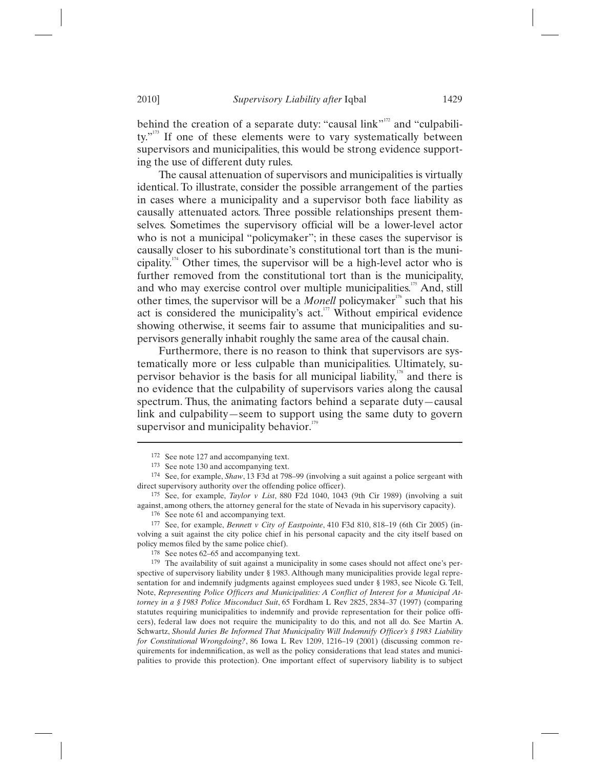behind the creation of a separate duty: "causal link"[172] and "culpability."[173] If one of these elements were to vary systematically between supervisors and municipalities, this would be strong evidence supporting the use of different duty rules.

The causal attenuation of supervisors and municipalities is virtually identical. To illustrate, consider the possible arrangement of the parties in cases where a municipality and a supervisor both face liability as causally attenuated actors. Three possible relationships present themselves. Sometimes the supervisory official will be a lower-level actor who is not a municipal "policymaker"; in these cases the supervisor is causally closer to his subordinate's constitutional tort than is the municipality.[174] Other times, the supervisor will be a high-level actor who is further removed from the constitutional tort than is the municipality, and who may exercise control over multiple municipalities.[175] And, still other times, the supervisor will be a *Monell* policymaker[176] such that his act is considered the municipality's act.[177] Without empirical evidence showing otherwise, it seems fair to assume that municipalities and supervisors generally inhabit roughly the same area of the causal chain.

Furthermore, there is no reason to think that supervisors are systematically more or less culpable than municipalities. Ultimately, supervisor behavior is the basis for all municipal liability,[178] and there is no evidence that the culpability of supervisors varies along the causal spectrum. Thus, the animating factors behind a separate duty—causal link and culpability—seem to support using the same duty to govern supervisor and municipality behavior.[179]

---

172 See note 127 and accompanying text.

173 See note 130 and accompanying text.

174 See, for example, *Shaw*, 13 F3d at 798–99 (involving a suit against a police sergeant with direct supervisory authority over the offending police officer).

175 See, for example, *Taylor v List*, 880 F2d 1040, 1043 (9th Cir 1989) (involving a suit against, among others, the attorney general for the state of Nevada in his supervisory capacity).

176 See note 61 and accompanying text.

177 See, for example, *Bennett v City of Eastpointe*, 410 F3d 810, 818–19 (6th Cir 2005) (involving a suit against the city police chief in his personal capacity and the city itself based on policy memos filed by the same police chief).

178 See notes 62–65 and accompanying text.

179 The availability of suit against a municipality in some cases should not affect one's perspective of supervisory liability under § 1983. Although many municipalities provide legal representation for and indemnify judgments against employees sued under § 1983, see Nicole G. Tell, Note, *Representing Police Officers and Municipalities: A Conflict of Interest for a Municipal Attorney in a § 1983 Police Misconduct Suit*, 65 Fordham L Rev 2825, 2834–37 (1997) (comparing statutes requiring municipalities to indemnify and provide representation for their police officers), federal law does not require the municipality to do this, and not all do. See Martin A. Schwartz, *Should Juries Be Informed That Municipality Will Indemnify Officer's § 1983 Liability for Constitutional Wrongdoing?*, 86 Iowa L Rev 1209, 1216–19 (2001) (discussing common requirements for indemnification, as well as the policy considerations that lead states and municipalities to provide this protection). One important effect of supervisory liability is to subject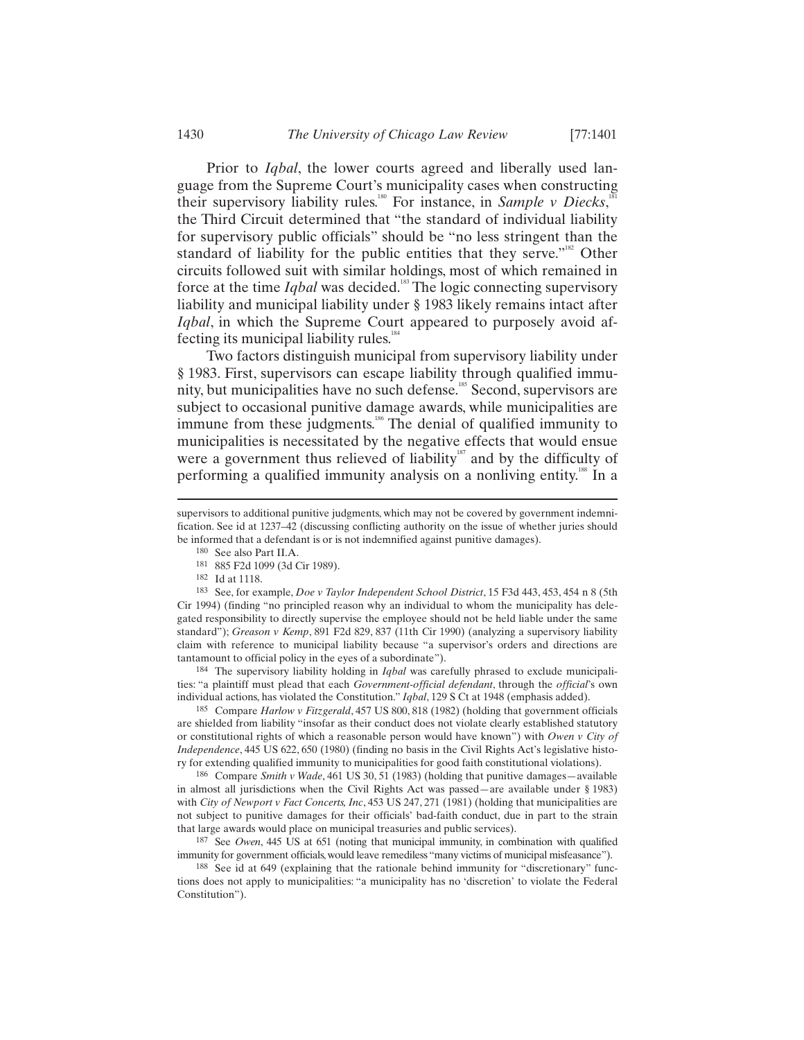Prior to *Iqbal*, the lower courts agreed and liberally used language from the Supreme Court's municipality cases when constructing their supervisory liability rules.[180] For instance, in *Sample v Diecks*,[181] the Third Circuit determined that "the standard of individual liability for supervisory public officials" should be "no less stringent than the standard of liability for the public entities that they serve."[182] Other circuits followed suit with similar holdings, most of which remained in force at the time *Iqbal* was decided.[183] The logic connecting supervisory liability and municipal liability under § 1983 likely remains intact after *Iqbal*, in which the Supreme Court appeared to purposely avoid affecting its municipal liability rules.[184]

Two factors distinguish municipal from supervisory liability under § 1983. First, supervisors can escape liability through qualified immunity, but municipalities have no such defense.[185] Second, supervisors are subject to occasional punitive damage awards, while municipalities are immune from these judgments.[186] The denial of qualified immunity to municipalities is necessitated by the negative effects that would ensue were a government thus relieved of liability[187] and by the difficulty of performing a qualified immunity analysis on a nonliving entity.[188] In a

---

supervisors to additional punitive judgments, which may not be covered by government indemnification. See id at 1237–42 (discussing conflicting authority on the issue of whether juries should be informed that a defendant is or is not indemnified against punitive damages).

180 See also Part II.A.

181 885 F2d 1099 (3d Cir 1989).

182 Id at 1118.

183 See, for example, *Doe v Taylor Independent School District*, 15 F3d 443, 453, 454 n 8 (5th Cir 1994) (finding "no principled reason why an individual to whom the municipality has delegated responsibility to directly supervise the employee should not be held liable under the same standard"); *Greason v Kemp*, 891 F2d 829, 837 (11th Cir 1990) (analyzing a supervisory liability claim with reference to municipal liability because "a supervisor's orders and directions are tantamount to official policy in the eyes of a subordinate").

184 The supervisory liability holding in *Iqbal* was carefully phrased to exclude municipalities: "a plaintiff must plead that each *Government-official defendant*, through the *official*'s own individual actions, has violated the Constitution." *Iqbal*, 129 S Ct at 1948 (emphasis added).

185 Compare *Harlow v Fitzgerald*, 457 US 800, 818 (1982) (holding that government officials are shielded from liability "insofar as their conduct does not violate clearly established statutory or constitutional rights of which a reasonable person would have known") with *Owen v City of Independence*, 445 US 622, 650 (1980) (finding no basis in the Civil Rights Act's legislative history for extending qualified immunity to municipalities for good faith constitutional violations).

186 Compare *Smith v Wade*, 461 US 30, 51 (1983) (holding that punitive damages—available in almost all jurisdictions when the Civil Rights Act was passed—are available under § 1983) with *City of Newport v Fact Concerts, Inc*, 453 US 247, 271 (1981) (holding that municipalities are not subject to punitive damages for their officials' bad-faith conduct, due in part to the strain that large awards would place on municipal treasuries and public services).

187 See *Owen*, 445 US at 651 (noting that municipal immunity, in combination with qualified immunity for government officials, would leave remediless "many victims of municipal misfeasance").

188 See id at 649 (explaining that the rationale behind immunity for "discretionary" functions does not apply to municipalities: "a municipality has no 'discretion' to violate the Federal Constitution").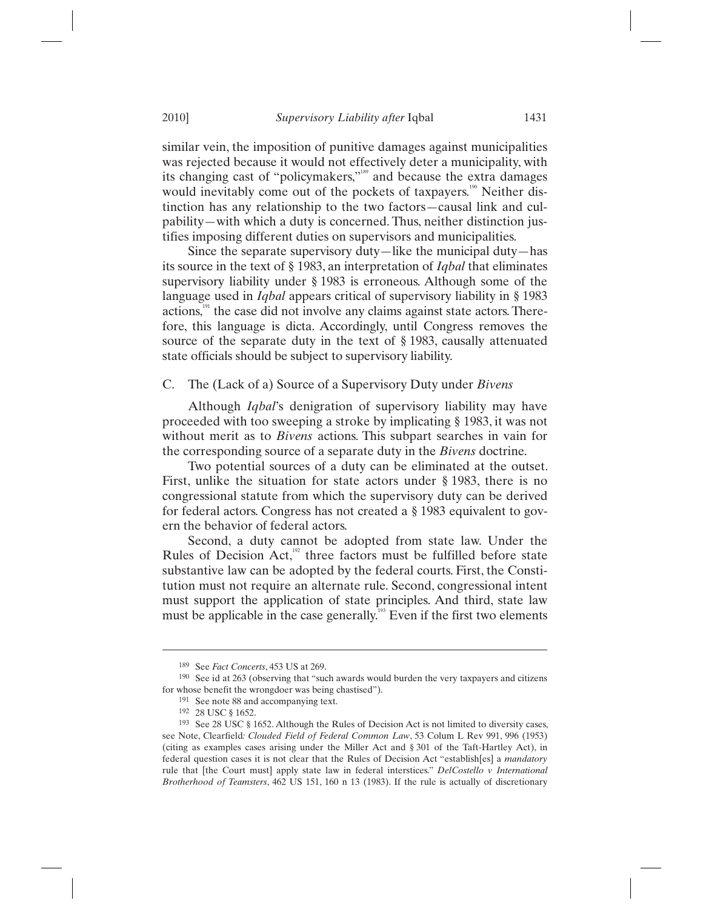similar vein, the imposition of punitive damages against municipalities was rejected because it would not effectively deter a municipality, with its changing cast of "policymakers,"[189] and because the extra damages would inevitably come out of the pockets of taxpayers.[190] Neither distinction has any relationship to the two factors—causal link and culpability—with which a duty is concerned. Thus, neither distinction justifies imposing different duties on supervisors and municipalities.

Since the separate supervisory duty—like the municipal duty—has its source in the text of § 1983, an interpretation of *Iqbal* that eliminates supervisory liability under § 1983 is erroneous. Although some of the language used in *Iqbal* appears critical of supervisory liability in § 1983 actions,[191] the case did not involve any claims against state actors. Therefore, this language is dicta. Accordingly, until Congress removes the source of the separate duty in the text of § 1983, causally attenuated state officials should be subject to supervisory liability.

### C. The (Lack of a) Source of a Supervisory Duty under *Bivens*

Although *Iqbal*'s denigration of supervisory liability may have proceeded with too sweeping a stroke by implicating § 1983, it was not without merit as to *Bivens* actions. This subpart searches in vain for the corresponding source of a separate duty in the *Bivens* doctrine.

Two potential sources of a duty can be eliminated at the outset. First, unlike the situation for state actors under § 1983, there is no congressional statute from which the supervisory duty can be derived for federal actors. Congress has not created a § 1983 equivalent to govern the behavior of federal actors.

Second, a duty cannot be adopted from state law. Under the Rules of Decision Act,[192] three factors must be fulfilled before state substantive law can be adopted by the federal courts. First, the Constitution must not require an alternate rule. Second, congressional intent must support the application of state principles. And third, state law must be applicable in the case generally.[193] Even if the first two elements

---

189 See *Fact Concerts*, 453 US at 269.

190 See id at 263 (observing that "such awards would burden the very taxpayers and citizens for whose benefit the wrongdoer was being chastised").

191 See note 88 and accompanying text.

192 28 USC § 1652.

193 See 28 USC § 1652. Although the Rules of Decision Act is not limited to diversity cases, see Note, Clearfield*: Clouded Field of Federal Common Law*, 53 Colum L Rev 991, 996 (1953) (citing as examples cases arising under the Miller Act and § 301 of the Taft-Hartley Act), in federal question cases it is not clear that the Rules of Decision Act "establish[es] a *mandatory* rule that [the Court must] apply state law in federal interstices." *DelCostello v International Brotherhood of Teamsters*, 462 US 151, 160 n 13 (1983). If the rule is actually of discretionary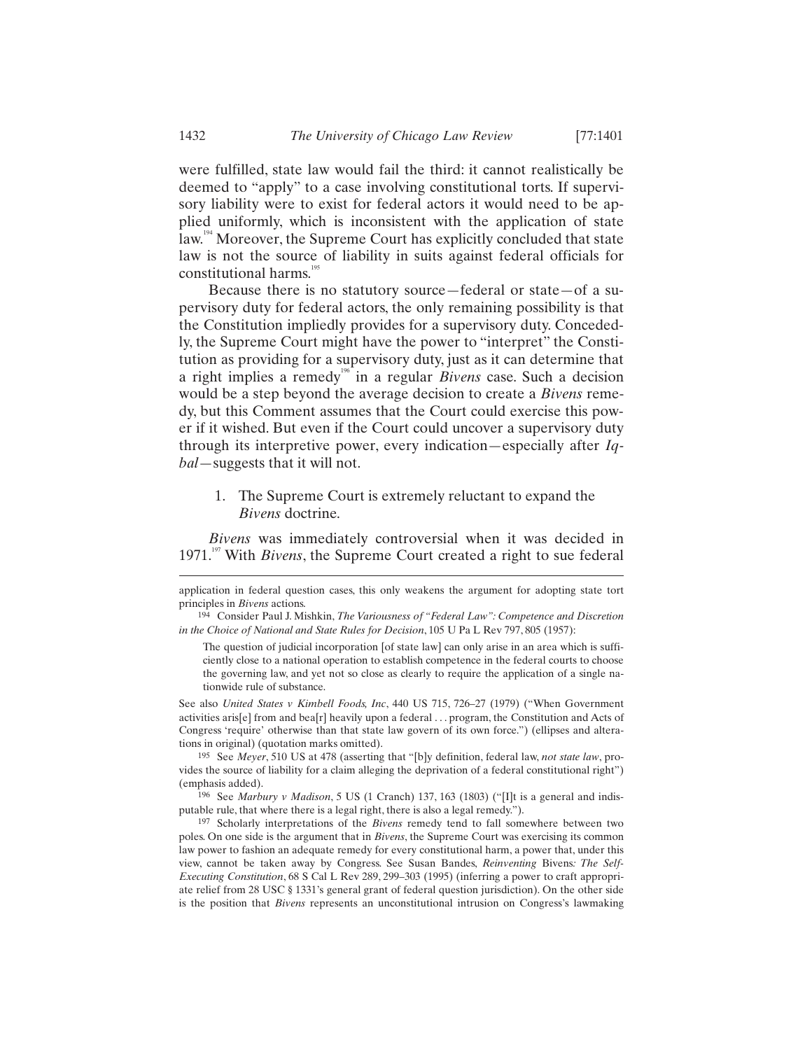were fulfilled, state law would fail the third: it cannot realistically be deemed to "apply" to a case involving constitutional torts. If supervisory liability were to exist for federal actors it would need to be applied uniformly, which is inconsistent with the application of state law.[194] Moreover, the Supreme Court has explicitly concluded that state law is not the source of liability in suits against federal officials for constitutional harms.[195]

Because there is no statutory source—federal or state—of a supervisory duty for federal actors, the only remaining possibility is that the Constitution impliedly provides for a supervisory duty. Concededly, the Supreme Court might have the power to "interpret" the Constitution as providing for a supervisory duty, just as it can determine that a right implies a remedy[196] in a regular *Bivens* case. Such a decision would be a step beyond the average decision to create a *Bivens* remedy, but this Comment assumes that the Court could exercise this power if it wished. But even if the Court could uncover a supervisory duty through its interpretive power, every indication—especially after *Iqbal*—suggests that it will not.

1. The Supreme Court is extremely reluctant to expand the *Bivens* doctrine.

*Bivens* was immediately controversial when it was decided in 1971.[197] With *Bivens*, the Supreme Court created a right to sue federal

---

application in federal question cases, this only weakens the argument for adopting state tort principles in *Bivens* actions.

[194] Consider Paul J. Mishkin, *The Variousness of "Federal Law": Competence and Discretion in the Choice of National and State Rules for Decision*, 105 U Pa L Rev 797, 805 (1957):

> The question of judicial incorporation [of state law] can only arise in an area which is sufficiently close to a national operation to establish competence in the federal courts to choose the governing law, and yet not so close as clearly to require the application of a single nationwide rule of substance.

See also *United States v Kimbell Foods, Inc*, 440 US 715, 726–27 (1979) ("When Government activities aris[e] from and bea[r] heavily upon a federal . . . program, the Constitution and Acts of Congress 'require' otherwise than that state law govern of its own force.") (ellipses and alterations in original) (quotation marks omitted).

[195] See *Meyer*, 510 US at 478 (asserting that "[b]y definition, federal law, *not state law*, provides the source of liability for a claim alleging the deprivation of a federal constitutional right") (emphasis added).

[196] See *Marbury v Madison*, 5 US (1 Cranch) 137, 163 (1803) ("[I]t is a general and indisputable rule, that where there is a legal right, there is also a legal remedy.").

[197] Scholarly interpretations of the *Bivens* remedy tend to fall somewhere between two poles. On one side is the argument that in *Bivens*, the Supreme Court was exercising its common law power to fashion an adequate remedy for every constitutional harm, a power that, under this view, cannot be taken away by Congress. See Susan Bandes, *Reinventing* Bivens*: The Self-Executing Constitution*, 68 S Cal L Rev 289, 299–303 (1995) (inferring a power to craft appropriate relief from 28 USC § 1331's general grant of federal question jurisdiction). On the other side is the position that *Bivens* represents an unconstitutional intrusion on Congress's lawmaking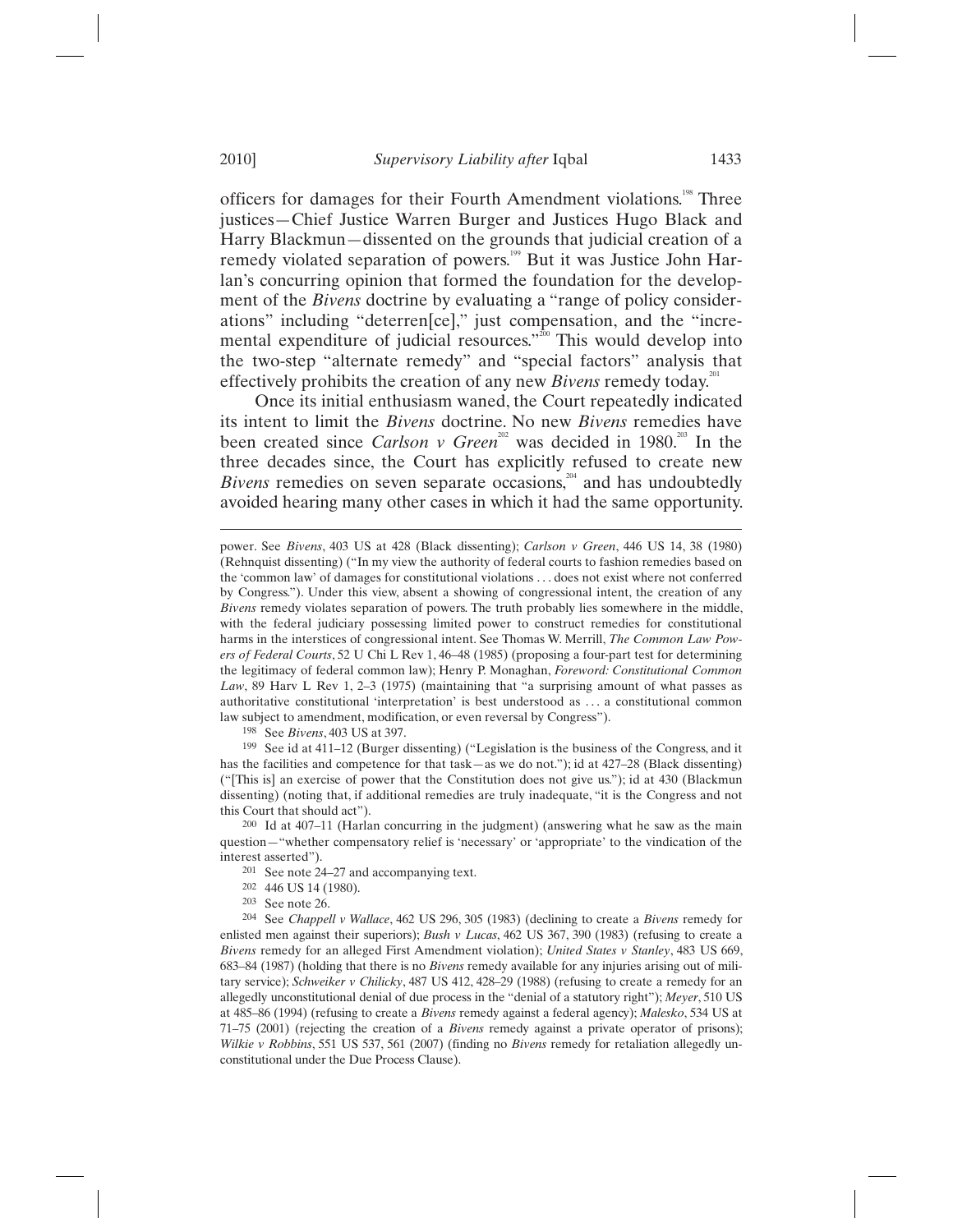officers for damages for their Fourth Amendment violations.[198] Three justices—Chief Justice Warren Burger and Justices Hugo Black and Harry Blackmun—dissented on the grounds that judicial creation of a remedy violated separation of powers.[199] But it was Justice John Harlan's concurring opinion that formed the foundation for the development of the *Bivens* doctrine by evaluating a "range of policy considerations" including "deterren[ce]," just compensation, and the "incremental expenditure of judicial resources."[200] This would develop into the two-step "alternate remedy" and "special factors" analysis that effectively prohibits the creation of any new *Bivens* remedy today.[201]

Once its initial enthusiasm waned, the Court repeatedly indicated its intent to limit the *Bivens* doctrine. No new *Bivens* remedies have been created since *Carlson v Green*[202] was decided in 1980.[203] In the three decades since, the Court has explicitly refused to create new *Bivens* remedies on seven separate occasions,[204] and has undoubtedly avoided hearing many other cases in which it had the same opportunity.

---

power. See *Bivens*, 403 US at 428 (Black dissenting); *Carlson v Green*, 446 US 14, 38 (1980) (Rehnquist dissenting) ("In my view the authority of federal courts to fashion remedies based on the 'common law' of damages for constitutional violations . . . does not exist where not conferred by Congress."). Under this view, absent a showing of congressional intent, the creation of any *Bivens* remedy violates separation of powers. The truth probably lies somewhere in the middle, with the federal judiciary possessing limited power to construct remedies for constitutional harms in the interstices of congressional intent. See Thomas W. Merrill, *The Common Law Powers of Federal Courts*, 52 U Chi L Rev 1, 46–48 (1985) (proposing a four-part test for determining the legitimacy of federal common law); Henry P. Monaghan, *Foreword: Constitutional Common Law*, 89 Harv L Rev 1, 2–3 (1975) (maintaining that "a surprising amount of what passes as authoritative constitutional 'interpretation' is best understood as . . . a constitutional common law subject to amendment, modification, or even reversal by Congress").

198 See *Bivens*, 403 US at 397.

199 See id at 411–12 (Burger dissenting) ("Legislation is the business of the Congress, and it has the facilities and competence for that task—as we do not."); id at 427–28 (Black dissenting) ("[This is] an exercise of power that the Constitution does not give us."); id at 430 (Blackmun dissenting) (noting that, if additional remedies are truly inadequate, "it is the Congress and not this Court that should act").

200 Id at 407–11 (Harlan concurring in the judgment) (answering what he saw as the main question—"whether compensatory relief is 'necessary' or 'appropriate' to the vindication of the interest asserted").

201 See note 24–27 and accompanying text.

202 446 US 14 (1980).

203 See note 26.

204 See *Chappell v Wallace*, 462 US 296, 305 (1983) (declining to create a *Bivens* remedy for enlisted men against their superiors); *Bush v Lucas*, 462 US 367, 390 (1983) (refusing to create a *Bivens* remedy for an alleged First Amendment violation); *United States v Stanley*, 483 US 669, 683–84 (1987) (holding that there is no *Bivens* remedy available for any injuries arising out of military service); *Schweiker v Chilicky*, 487 US 412, 428–29 (1988) (refusing to create a remedy for an allegedly unconstitutional denial of due process in the "denial of a statutory right"); *Meyer*, 510 US at 485–86 (1994) (refusing to create a *Bivens* remedy against a federal agency); *Malesko*, 534 US at 71–75 (2001) (rejecting the creation of a *Bivens* remedy against a private operator of prisons); *Wilkie v Robbins*, 551 US 537, 561 (2007) (finding no *Bivens* remedy for retaliation allegedly unconstitutional under the Due Process Clause).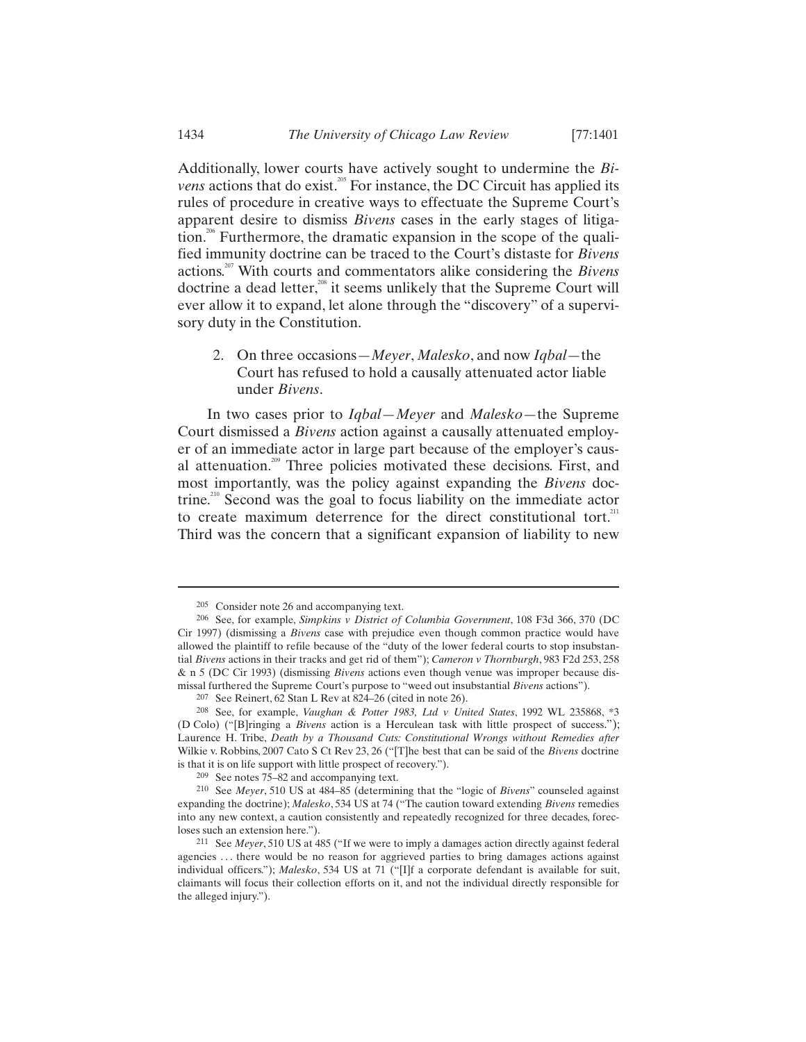Additionally, lower courts have actively sought to undermine the *Bivens* actions that do exist.[205] For instance, the DC Circuit has applied its rules of procedure in creative ways to effectuate the Supreme Court's apparent desire to dismiss *Bivens* cases in the early stages of litigation.[206] Furthermore, the dramatic expansion in the scope of the qualified immunity doctrine can be traced to the Court's distaste for *Bivens* actions.[207] With courts and commentators alike considering the *Bivens* doctrine a dead letter,[208] it seems unlikely that the Supreme Court will ever allow it to expand, let alone through the "discovery" of a supervisory duty in the Constitution.

2. On three occasions—*Meyer*, *Malesko*, and now *Iqbal*—the Court has refused to hold a causally attenuated actor liable under *Bivens*.

In two cases prior to *Iqbal*—*Meyer* and *Malesko*—the Supreme Court dismissed a *Bivens* action against a causally attenuated employer of an immediate actor in large part because of the employer's causal attenuation.[209] Three policies motivated these decisions. First, and most importantly, was the policy against expanding the *Bivens* doctrine.[210] Second was the goal to focus liability on the immediate actor to create maximum deterrence for the direct constitutional tort.[211] Third was the concern that a significant expansion of liability to new

---

205 Consider note 26 and accompanying text.

206 See, for example, *Simpkins v District of Columbia Government*, 108 F3d 366, 370 (DC Cir 1997) (dismissing a *Bivens* case with prejudice even though common practice would have allowed the plaintiff to refile because of the "duty of the lower federal courts to stop insubstantial *Bivens* actions in their tracks and get rid of them"); *Cameron v Thornburgh*, 983 F2d 253, 258 & n 5 (DC Cir 1993) (dismissing *Bivens* actions even though venue was improper because dismissal furthered the Supreme Court's purpose to "weed out insubstantial *Bivens* actions").

207 See Reinert, 62 Stan L Rev at 824–26 (cited in note 26).

208 See, for example, *Vaughan & Potter 1983, Ltd v United States*, 1992 WL 235868, *3 (D Colo) ("[B]ringing a *Bivens* action is a Herculean task with little prospect of success."); Laurence H. Tribe, *Death by a Thousand Cuts: Constitutional Wrongs without Remedies after* Wilkie v. Robbins, 2007 Cato S Ct Rev 23, 26 ("[T]he best that can be said of the *Bivens* doctrine is that it is on life support with little prospect of recovery.").

209 See notes 75–82 and accompanying text.

210 See *Meyer*, 510 US at 484–85 (determining that the "logic of *Bivens*" counseled against expanding the doctrine); *Malesko*, 534 US at 74 ("The caution toward extending *Bivens* remedies into any new context, a caution consistently and repeatedly recognized for three decades, forecloses such an extension here.").

211 See *Meyer*, 510 US at 485 ("If we were to imply a damages action directly against federal agencies . . . there would be no reason for aggrieved parties to bring damages actions against individual officers."); *Malesko*, 534 US at 71 ("[I]f a corporate defendant is available for suit, claimants will focus their collection efforts on it, and not the individual directly responsible for the alleged injury.").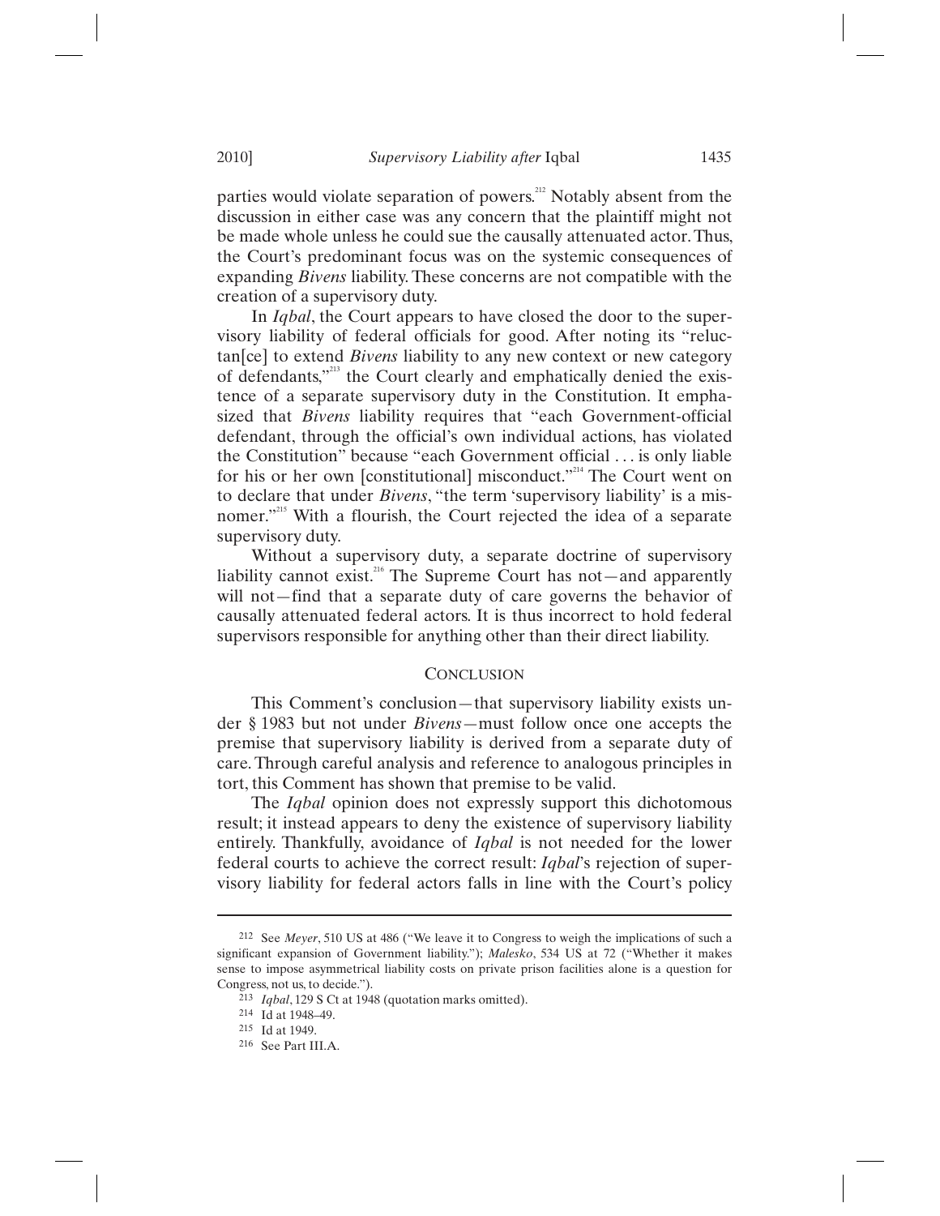parties would violate separation of powers.[212] Notably absent from the discussion in either case was any concern that the plaintiff might not be made whole unless he could sue the causally attenuated actor. Thus, the Court's predominant focus was on the systemic consequences of expanding *Bivens* liability. These concerns are not compatible with the creation of a supervisory duty.

In *Iqbal*, the Court appears to have closed the door to the supervisory liability of federal officials for good. After noting its "reluctan[ce] to extend *Bivens* liability to any new context or new category of defendants,"[213] the Court clearly and emphatically denied the existence of a separate supervisory duty in the Constitution. It emphasized that *Bivens* liability requires that "each Government-official defendant, through the official's own individual actions, has violated the Constitution" because "each Government official . . . is only liable for his or her own [constitutional] misconduct."[214] The Court went on to declare that under *Bivens*, "the term 'supervisory liability' is a misnomer."[215] With a flourish, the Court rejected the idea of a separate supervisory duty.

Without a supervisory duty, a separate doctrine of supervisory liability cannot exist.[216] The Supreme Court has not—and apparently will not—find that a separate duty of care governs the behavior of causally attenuated federal actors. It is thus incorrect to hold federal supervisors responsible for anything other than their direct liability.

## CONCLUSION

This Comment's conclusion—that supervisory liability exists under § 1983 but not under *Bivens*—must follow once one accepts the premise that supervisory liability is derived from a separate duty of care. Through careful analysis and reference to analogous principles in tort, this Comment has shown that premise to be valid.

The *Iqbal* opinion does not expressly support this dichotomous result; it instead appears to deny the existence of supervisory liability entirely. Thankfully, avoidance of *Iqbal* is not needed for the lower federal courts to achieve the correct result: *Iqbal*'s rejection of supervisory liability for federal actors falls in line with the Court's policy

---

212 See *Meyer*, 510 US at 486 ("We leave it to Congress to weigh the implications of such a significant expansion of Government liability."); *Malesko*, 534 US at 72 ("Whether it makes sense to impose asymmetrical liability costs on private prison facilities alone is a question for Congress, not us, to decide.").

213 *Iqbal*, 129 S Ct at 1948 (quotation marks omitted).

214 Id at 1948–49.

215 Id at 1949.

216 See Part III.A.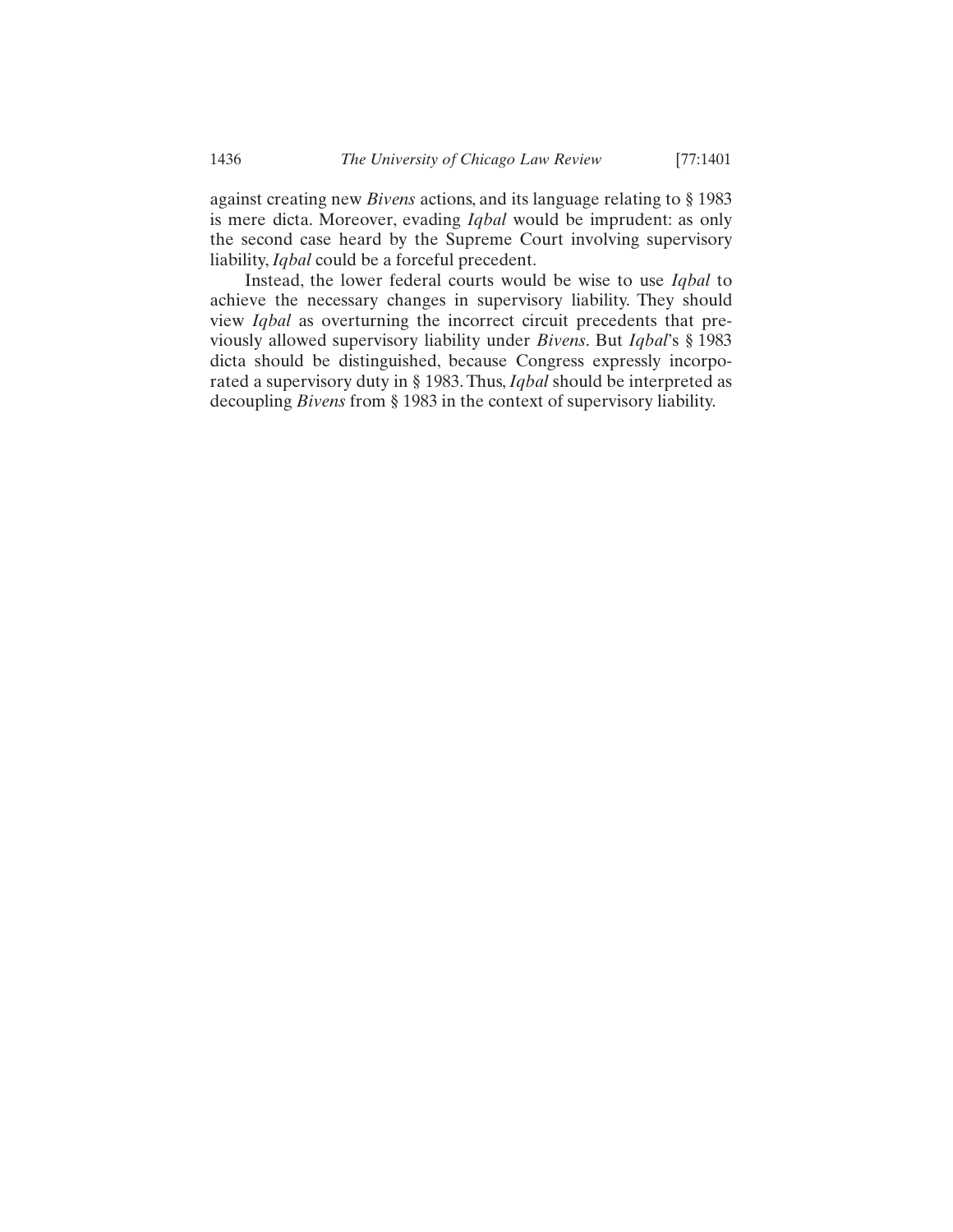against creating new *Bivens* actions, and its language relating to § 1983 is mere dicta. Moreover, evading *Iqbal* would be imprudent: as only the second case heard by the Supreme Court involving supervisory liability, *Iqbal* could be a forceful precedent.

Instead, the lower federal courts would be wise to use *Iqbal* to achieve the necessary changes in supervisory liability. They should view *Iqbal* as overturning the incorrect circuit precedents that previously allowed supervisory liability under *Bivens*. But *Iqbal*'s § 1983 dicta should be distinguished, because Congress expressly incorporated a supervisory duty in § 1983. Thus, *Iqbal* should be interpreted as decoupling *Bivens* from § 1983 in the context of supervisory liability.